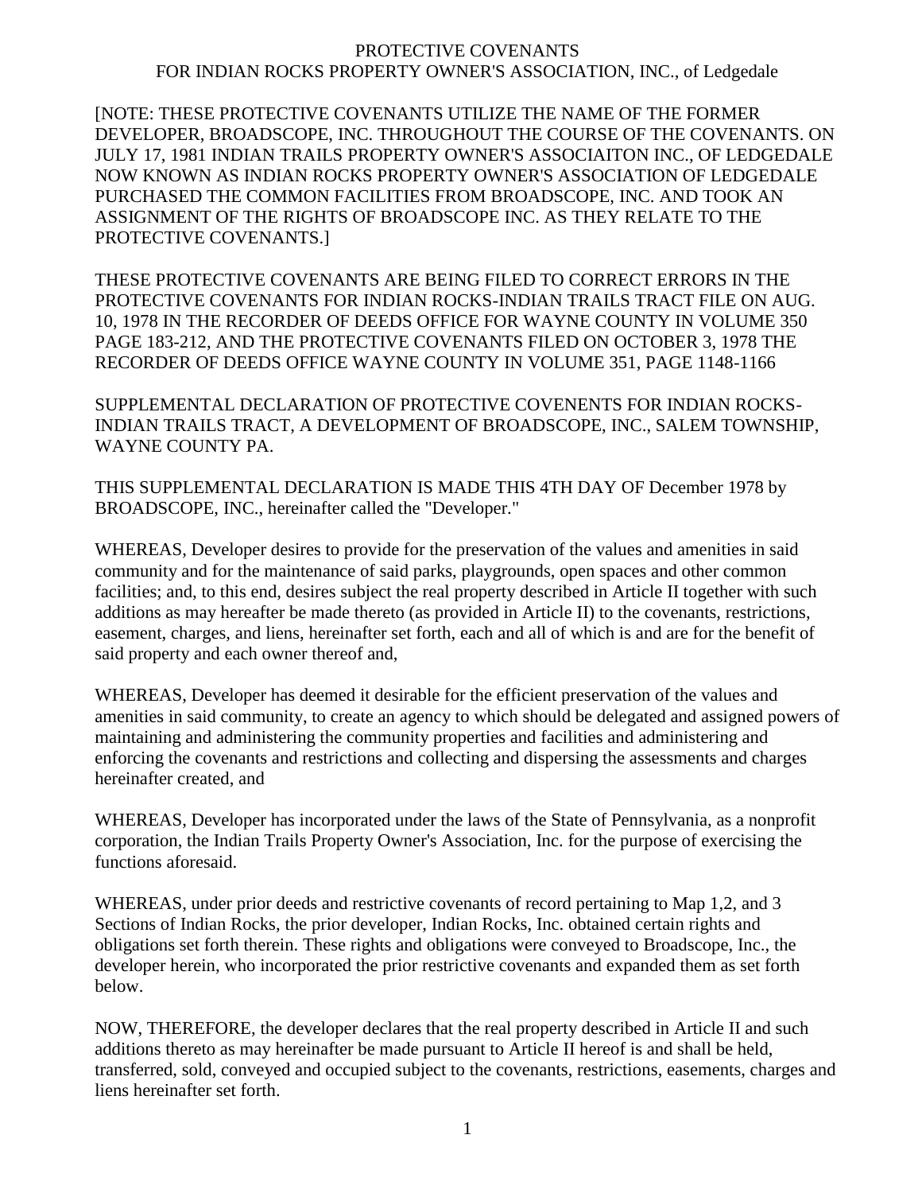# PROTECTIVE COVENANTS
## FOR INDIAN ROCKS PROPERTY OWNER'S ASSOCIATION, INC., of Ledgedale

[NOTE: THESE PROTECTIVE COVENANTS UTILIZE THE NAME OF THE FORMER DEVELOPER, BROADSCOPE, INC. THROUGHOUT THE COURSE OF THE COVENANTS. ON JULY 17, 1981 INDIAN TRAILS PROPERTY OWNER'S ASSOCIAITON INC., OF LEDGEDALE NOW KNOWN AS INDIAN ROCKS PROPERTY OWNER'S ASSOCIATION OF LEDGEDALE PURCHASED THE COMMON FACILITIES FROM BROADSCOPE, INC. AND TOOK AN ASSIGNMENT OF THE RIGHTS OF BROADSCOPE INC. AS THEY RELATE TO THE PROTECTIVE COVENANTS.]

THESE PROTECTIVE COVENANTS ARE BEING FILED TO CORRECT ERRORS IN THE PROTECTIVE COVENANTS FOR INDIAN ROCKS-INDIAN TRAILS TRACT FILE ON AUG. 10, 1978 IN THE RECORDER OF DEEDS OFFICE FOR WAYNE COUNTY IN VOLUME 350 PAGE 183-212, AND THE PROTECTIVE COVENANTS FILED ON OCTOBER 3, 1978 THE RECORDER OF DEEDS OFFICE WAYNE COUNTY IN VOLUME 351, PAGE 1148-1166

SUPPLEMENTAL DECLARATION OF PROTECTIVE COVENENTS FOR INDIAN ROCKS-INDIAN TRAILS TRACT, A DEVELOPMENT OF BROADSCOPE, INC., SALEM TOWNSHIP, WAYNE COUNTY PA.

THIS SUPPLEMENTAL DECLARATION IS MADE THIS 4TH DAY OF December 1978 by BROADSCOPE, INC., hereinafter called the "Developer."

WHEREAS, Developer desires to provide for the preservation of the values and amenities in said community and for the maintenance of said parks, playgrounds, open spaces and other common facilities; and, to this end, desires subject the real property described in Article II together with such additions as may hereafter be made thereto (as provided in Article II) to the covenants, restrictions, easement, charges, and liens, hereinafter set forth, each and all of which is and are for the benefit of said property and each owner thereof and,

WHEREAS, Developer has deemed it desirable for the efficient preservation of the values and amenities in said community, to create an agency to which should be delegated and assigned powers of maintaining and administering the community properties and facilities and administering and enforcing the covenants and restrictions and collecting and dispersing the assessments and charges hereinafter created, and

WHEREAS, Developer has incorporated under the laws of the State of Pennsylvania, as a nonprofit corporation, the Indian Trails Property Owner's Association, Inc. for the purpose of exercising the functions aforesaid.

WHEREAS, under prior deeds and restrictive covenants of record pertaining to Map 1,2, and 3 Sections of Indian Rocks, the prior developer, Indian Rocks, Inc. obtained certain rights and obligations set forth therein. These rights and obligations were conveyed to Broadscope, Inc., the developer herein, who incorporated the prior restrictive covenants and expanded them as set forth below.

NOW, THEREFORE, the developer declares that the real property described in Article II and such additions thereto as may hereinafter be made pursuant to Article II hereof is and shall be held, transferred, sold, conveyed and occupied subject to the covenants, restrictions, easements, charges and liens hereinafter set forth.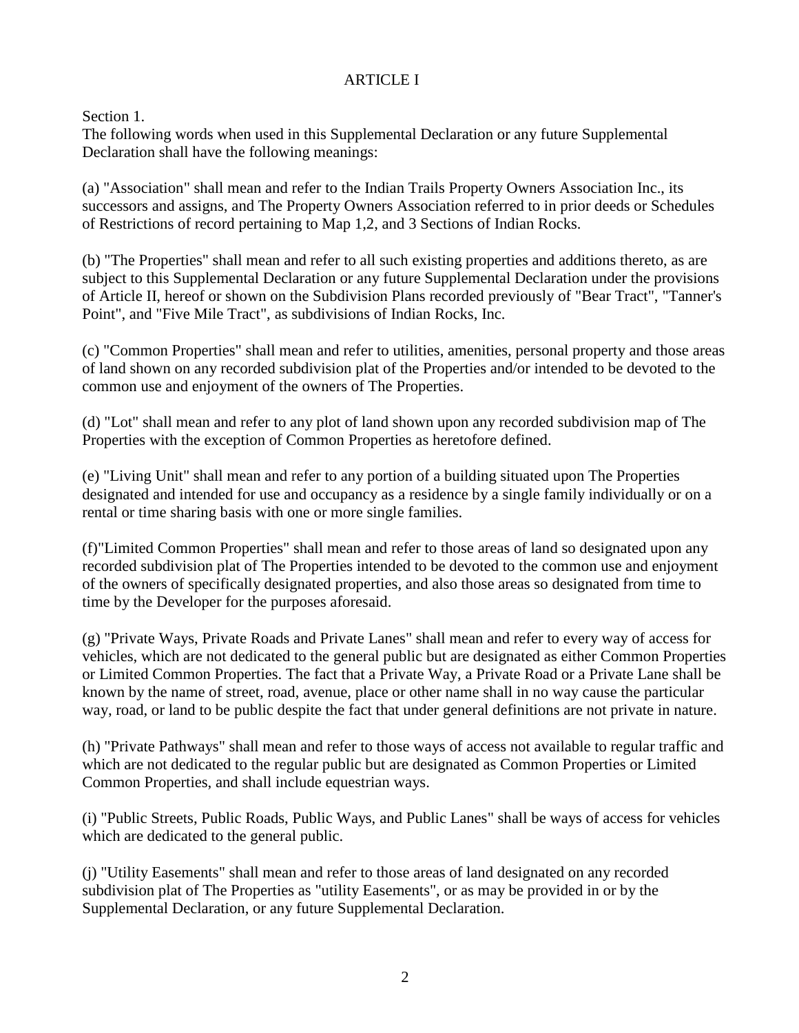# ARTICLE I

Section 1.
The following words when used in this Supplemental Declaration or any future Supplemental Declaration shall have the following meanings:

(a) "Association" shall mean and refer to the Indian Trails Property Owners Association Inc., its successors and assigns, and The Property Owners Association referred to in prior deeds or Schedules of Restrictions of record pertaining to Map 1,2, and 3 Sections of Indian Rocks.

(b) "The Properties" shall mean and refer to all such existing properties and additions thereto, as are subject to this Supplemental Declaration or any future Supplemental Declaration under the provisions of Article II, hereof or shown on the Subdivision Plans recorded previously of "Bear Tract", "Tanner's Point", and "Five Mile Tract", as subdivisions of Indian Rocks, Inc.

(c) "Common Properties" shall mean and refer to utilities, amenities, personal property and those areas of land shown on any recorded subdivision plat of the Properties and/or intended to be devoted to the common use and enjoyment of the owners of The Properties.

(d) "Lot" shall mean and refer to any plot of land shown upon any recorded subdivision map of The Properties with the exception of Common Properties as heretofore defined.

(e) "Living Unit" shall mean and refer to any portion of a building situated upon The Properties designated and intended for use and occupancy as a residence by a single family individually or on a rental or time sharing basis with one or more single families.

(f)"Limited Common Properties" shall mean and refer to those areas of land so designated upon any recorded subdivision plat of The Properties intended to be devoted to the common use and enjoyment of the owners of specifically designated properties, and also those areas so designated from time to time by the Developer for the purposes aforesaid.

(g) "Private Ways, Private Roads and Private Lanes" shall mean and refer to every way of access for vehicles, which are not dedicated to the general public but are designated as either Common Properties or Limited Common Properties. The fact that a Private Way, a Private Road or a Private Lane shall be known by the name of street, road, avenue, place or other name shall in no way cause the particular way, road, or land to be public despite the fact that under general definitions are not private in nature.

(h) "Private Pathways" shall mean and refer to those ways of access not available to regular traffic and which are not dedicated to the regular public but are designated as Common Properties or Limited Common Properties, and shall include equestrian ways.

(i) "Public Streets, Public Roads, Public Ways, and Public Lanes" shall be ways of access for vehicles which are dedicated to the general public.

(j) "Utility Easements" shall mean and refer to those areas of land designated on any recorded subdivision plat of The Properties as "utility Easements", or as may be provided in or by the Supplemental Declaration, or any future Supplemental Declaration.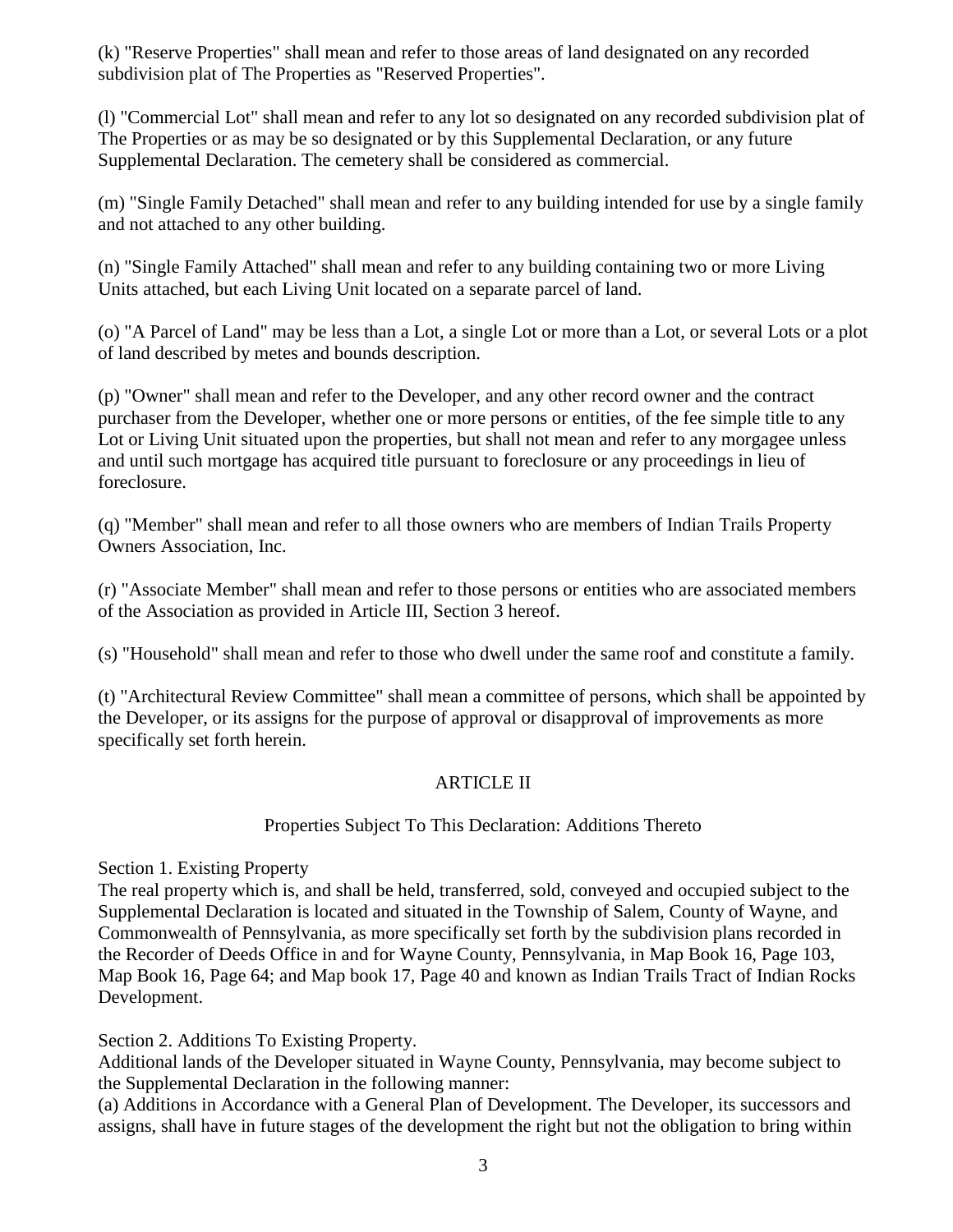(k) "Reserve Properties" shall mean and refer to those areas of land designated on any recorded subdivision plat of The Properties as "Reserved Properties".

(l) "Commercial Lot" shall mean and refer to any lot so designated on any recorded subdivision plat of The Properties or as may be so designated or by this Supplemental Declaration, or any future Supplemental Declaration. The cemetery shall be considered as commercial.

(m) "Single Family Detached" shall mean and refer to any building intended for use by a single family and not attached to any other building.

(n) "Single Family Attached" shall mean and refer to any building containing two or more Living Units attached, but each Living Unit located on a separate parcel of land.

(o) "A Parcel of Land" may be less than a Lot, a single Lot or more than a Lot, or several Lots or a plot of land described by metes and bounds description.

(p) "Owner" shall mean and refer to the Developer, and any other record owner and the contract purchaser from the Developer, whether one or more persons or entities, of the fee simple title to any Lot or Living Unit situated upon the properties, but shall not mean and refer to any morgagee unless and until such mortgage has acquired title pursuant to foreclosure or any proceedings in lieu of foreclosure.

(q) "Member" shall mean and refer to all those owners who are members of Indian Trails Property Owners Association, Inc.

(r) "Associate Member" shall mean and refer to those persons or entities who are associated members of the Association as provided in Article III, Section 3 hereof.

(s) "Household" shall mean and refer to those who dwell under the same roof and constitute a family.

(t) "Architectural Review Committee" shall mean a committee of persons, which shall be appointed by the Developer, or its assigns for the purpose of approval or disapproval of improvements as more specifically set forth herein.

## ARTICLE II

### Properties Subject To This Declaration: Additions Thereto

Section 1. Existing Property
The real property which is, and shall be held, transferred, sold, conveyed and occupied subject to the Supplemental Declaration is located and situated in the Township of Salem, County of Wayne, and Commonwealth of Pennsylvania, as more specifically set forth by the subdivision plans recorded in the Recorder of Deeds Office in and for Wayne County, Pennsylvania, in Map Book 16, Page 103, Map Book 16, Page 64; and Map book 17, Page 40 and known as Indian Trails Tract of Indian Rocks Development.

Section 2. Additions To Existing Property.
Additional lands of the Developer situated in Wayne County, Pennsylvania, may become subject to the Supplemental Declaration in the following manner:
(a) Additions in Accordance with a General Plan of Development. The Developer, its successors and assigns, shall have in future stages of the development the right but not the obligation to bring within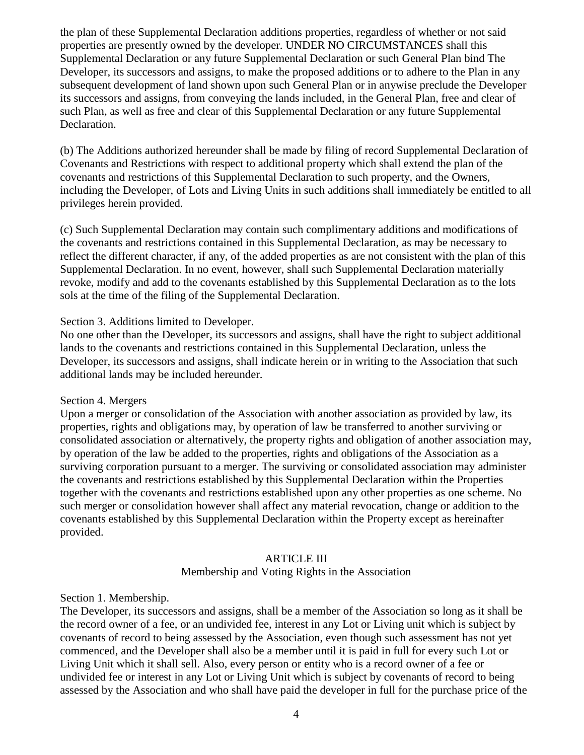the plan of these Supplemental Declaration additions properties, regardless of whether or not said properties are presently owned by the developer. UNDER NO CIRCUMSTANCES shall this Supplemental Declaration or any future Supplemental Declaration or such General Plan bind The Developer, its successors and assigns, to make the proposed additions or to adhere to the Plan in any subsequent development of land shown upon such General Plan or in anywise preclude the Developer its successors and assigns, from conveying the lands included, in the General Plan, free and clear of such Plan, as well as free and clear of this Supplemental Declaration or any future Supplemental Declaration.

(b) The Additions authorized hereunder shall be made by filing of record Supplemental Declaration of Covenants and Restrictions with respect to additional property which shall extend the plan of the covenants and restrictions of this Supplemental Declaration to such property, and the Owners, including the Developer, of Lots and Living Units in such additions shall immediately be entitled to all privileges herein provided.

(c) Such Supplemental Declaration may contain such complimentary additions and modifications of the covenants and restrictions contained in this Supplemental Declaration, as may be necessary to reflect the different character, if any, of the added properties as are not consistent with the plan of this Supplemental Declaration. In no event, however, shall such Supplemental Declaration materially revoke, modify and add to the covenants established by this Supplemental Declaration as to the lots sols at the time of the filing of the Supplemental Declaration.

Section 3. Additions limited to Developer.
No one other than the Developer, its successors and assigns, shall have the right to subject additional lands to the covenants and restrictions contained in this Supplemental Declaration, unless the Developer, its successors and assigns, shall indicate herein or in writing to the Association that such additional lands may be included hereunder.

Section 4. Mergers
Upon a merger or consolidation of the Association with another association as provided by law, its properties, rights and obligations may, by operation of law be transferred to another surviving or consolidated association or alternatively, the property rights and obligation of another association may, by operation of the law be added to the properties, rights and obligations of the Association as a surviving corporation pursuant to a merger. The surviving or consolidated association may administer the covenants and restrictions established by this Supplemental Declaration within the Properties together with the covenants and restrictions established upon any other properties as one scheme. No such merger or consolidation however shall affect any material revocation, change or addition to the covenants established by this Supplemental Declaration within the Property except as hereinafter provided.

## ARTICLE III
### Membership and Voting Rights in the Association

Section 1. Membership.
The Developer, its successors and assigns, shall be a member of the Association so long as it shall be the record owner of a fee, or an undivided fee, interest in any Lot or Living unit which is subject by covenants of record to being assessed by the Association, even though such assessment has not yet commenced, and the Developer shall also be a member until it is paid in full for every such Lot or Living Unit which it shall sell. Also, every person or entity who is a record owner of a fee or undivided fee or interest in any Lot or Living Unit which is subject by covenants of record to being assessed by the Association and who shall have paid the developer in full for the purchase price of the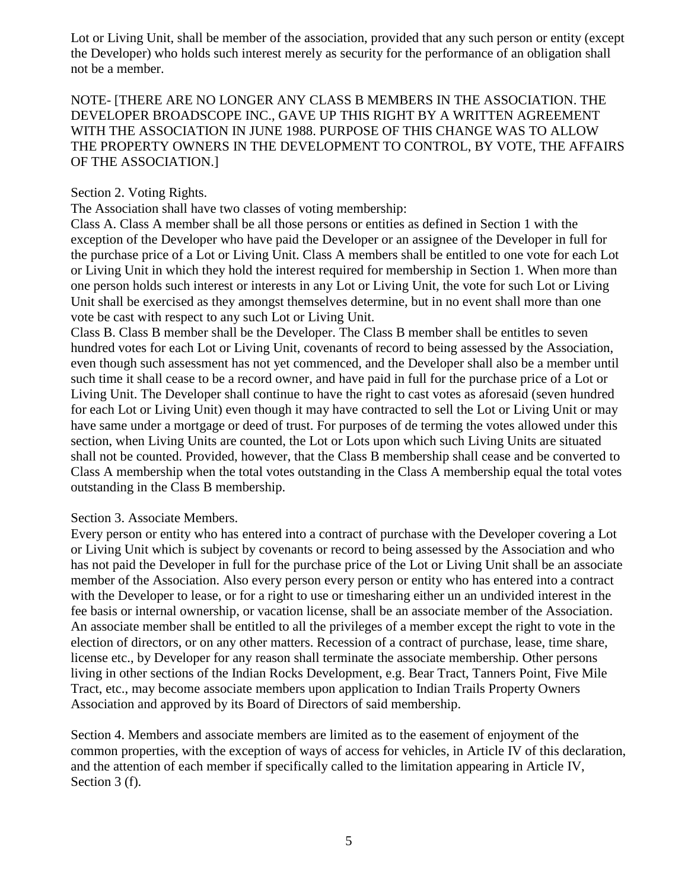Lot or Living Unit, shall be member of the association, provided that any such person or entity (except the Developer) who holds such interest merely as security for the performance of an obligation shall not be a member.

NOTE- [THERE ARE NO LONGER ANY CLASS B MEMBERS IN THE ASSOCIATION. THE DEVELOPER BROADSCOPE INC., GAVE UP THIS RIGHT BY A WRITTEN AGREEMENT WITH THE ASSOCIATION IN JUNE 1988. PURPOSE OF THIS CHANGE WAS TO ALLOW THE PROPERTY OWNERS IN THE DEVELOPMENT TO CONTROL, BY VOTE, THE AFFAIRS OF THE ASSOCIATION.]

Section 2. Voting Rights.

The Association shall have two classes of voting membership:

Class A. Class A member shall be all those persons or entities as defined in Section 1 with the exception of the Developer who have paid the Developer or an assignee of the Developer in full for the purchase price of a Lot or Living Unit. Class A members shall be entitled to one vote for each Lot or Living Unit in which they hold the interest required for membership in Section 1. When more than one person holds such interest or interests in any Lot or Living Unit, the vote for such Lot or Living Unit shall be exercised as they amongst themselves determine, but in no event shall more than one vote be cast with respect to any such Lot or Living Unit.

Class B. Class B member shall be the Developer. The Class B member shall be entitles to seven hundred votes for each Lot or Living Unit, covenants of record to being assessed by the Association, even though such assessment has not yet commenced, and the Developer shall also be a member until such time it shall cease to be a record owner, and have paid in full for the purchase price of a Lot or Living Unit. The Developer shall continue to have the right to cast votes as aforesaid (seven hundred for each Lot or Living Unit) even though it may have contracted to sell the Lot or Living Unit or may have same under a mortgage or deed of trust. For purposes of de terming the votes allowed under this section, when Living Units are counted, the Lot or Lots upon which such Living Units are situated shall not be counted. Provided, however, that the Class B membership shall cease and be converted to Class A membership when the total votes outstanding in the Class A membership equal the total votes outstanding in the Class B membership.

Section 3. Associate Members.

Every person or entity who has entered into a contract of purchase with the Developer covering a Lot or Living Unit which is subject by covenants or record to being assessed by the Association and who has not paid the Developer in full for the purchase price of the Lot or Living Unit shall be an associate member of the Association. Also every person every person or entity who has entered into a contract with the Developer to lease, or for a right to use or timesharing either un an undivided interest in the fee basis or internal ownership, or vacation license, shall be an associate member of the Association. An associate member shall be entitled to all the privileges of a member except the right to vote in the election of directors, or on any other matters. Recession of a contract of purchase, lease, time share, license etc., by Developer for any reason shall terminate the associate membership. Other persons living in other sections of the Indian Rocks Development, e.g. Bear Tract, Tanners Point, Five Mile Tract, etc., may become associate members upon application to Indian Trails Property Owners Association and approved by its Board of Directors of said membership.

Section 4. Members and associate members are limited as to the easement of enjoyment of the common properties, with the exception of ways of access for vehicles, in Article IV of this declaration, and the attention of each member if specifically called to the limitation appearing in Article IV, Section 3 (f).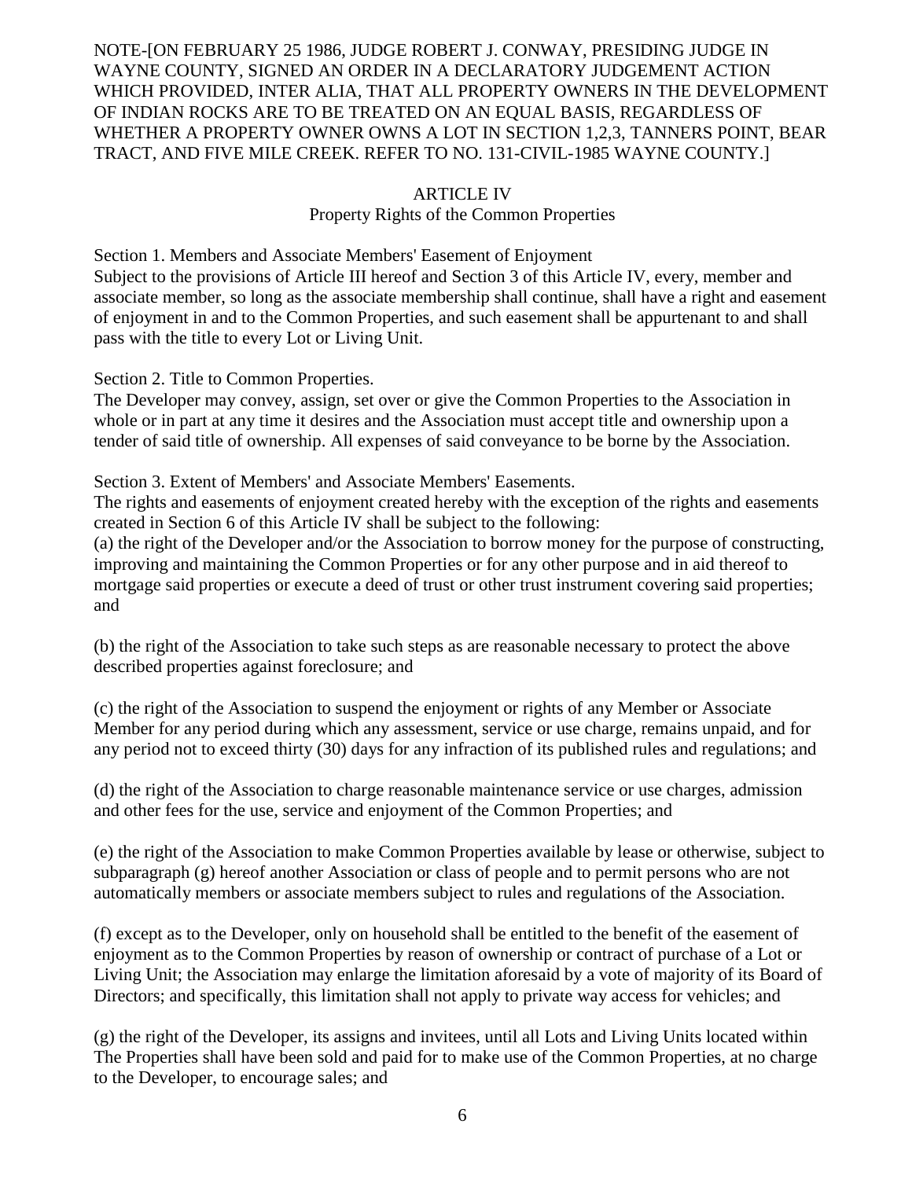NOTE-[ON FEBRUARY 25 1986, JUDGE ROBERT J. CONWAY, PRESIDING JUDGE IN WAYNE COUNTY, SIGNED AN ORDER IN A DECLARATORY JUDGEMENT ACTION WHICH PROVIDED, INTER ALIA, THAT ALL PROPERTY OWNERS IN THE DEVELOPMENT OF INDIAN ROCKS ARE TO BE TREATED ON AN EQUAL BASIS, REGARDLESS OF WHETHER A PROPERTY OWNER OWNS A LOT IN SECTION 1,2,3, TANNERS POINT, BEAR TRACT, AND FIVE MILE CREEK. REFER TO NO. 131-CIVIL-1985 WAYNE COUNTY.]

## ARTICLE IV
### Property Rights of the Common Properties

Section 1. Members and Associate Members' Easement of Enjoyment
Subject to the provisions of Article III hereof and Section 3 of this Article IV, every, member and associate member, so long as the associate membership shall continue, shall have a right and easement of enjoyment in and to the Common Properties, and such easement shall be appurtenant to and shall pass with the title to every Lot or Living Unit.

Section 2. Title to Common Properties.
The Developer may convey, assign, set over or give the Common Properties to the Association in whole or in part at any time it desires and the Association must accept title and ownership upon a tender of said title of ownership. All expenses of said conveyance to be borne by the Association.

Section 3. Extent of Members' and Associate Members' Easements.
The rights and easements of enjoyment created hereby with the exception of the rights and easements created in Section 6 of this Article IV shall be subject to the following:
(a) the right of the Developer and/or the Association to borrow money for the purpose of constructing, improving and maintaining the Common Properties or for any other purpose and in aid thereof to mortgage said properties or execute a deed of trust or other trust instrument covering said properties; and

(b) the right of the Association to take such steps as are reasonable necessary to protect the above described properties against foreclosure; and

(c) the right of the Association to suspend the enjoyment or rights of any Member or Associate Member for any period during which any assessment, service or use charge, remains unpaid, and for any period not to exceed thirty (30) days for any infraction of its published rules and regulations; and

(d) the right of the Association to charge reasonable maintenance service or use charges, admission and other fees for the use, service and enjoyment of the Common Properties; and

(e) the right of the Association to make Common Properties available by lease or otherwise, subject to subparagraph (g) hereof another Association or class of people and to permit persons who are not automatically members or associate members subject to rules and regulations of the Association.

(f) except as to the Developer, only on household shall be entitled to the benefit of the easement of enjoyment as to the Common Properties by reason of ownership or contract of purchase of a Lot or Living Unit; the Association may enlarge the limitation aforesaid by a vote of majority of its Board of Directors; and specifically, this limitation shall not apply to private way access for vehicles; and

(g) the right of the Developer, its assigns and invitees, until all Lots and Living Units located within The Properties shall have been sold and paid for to make use of the Common Properties, at no charge to the Developer, to encourage sales; and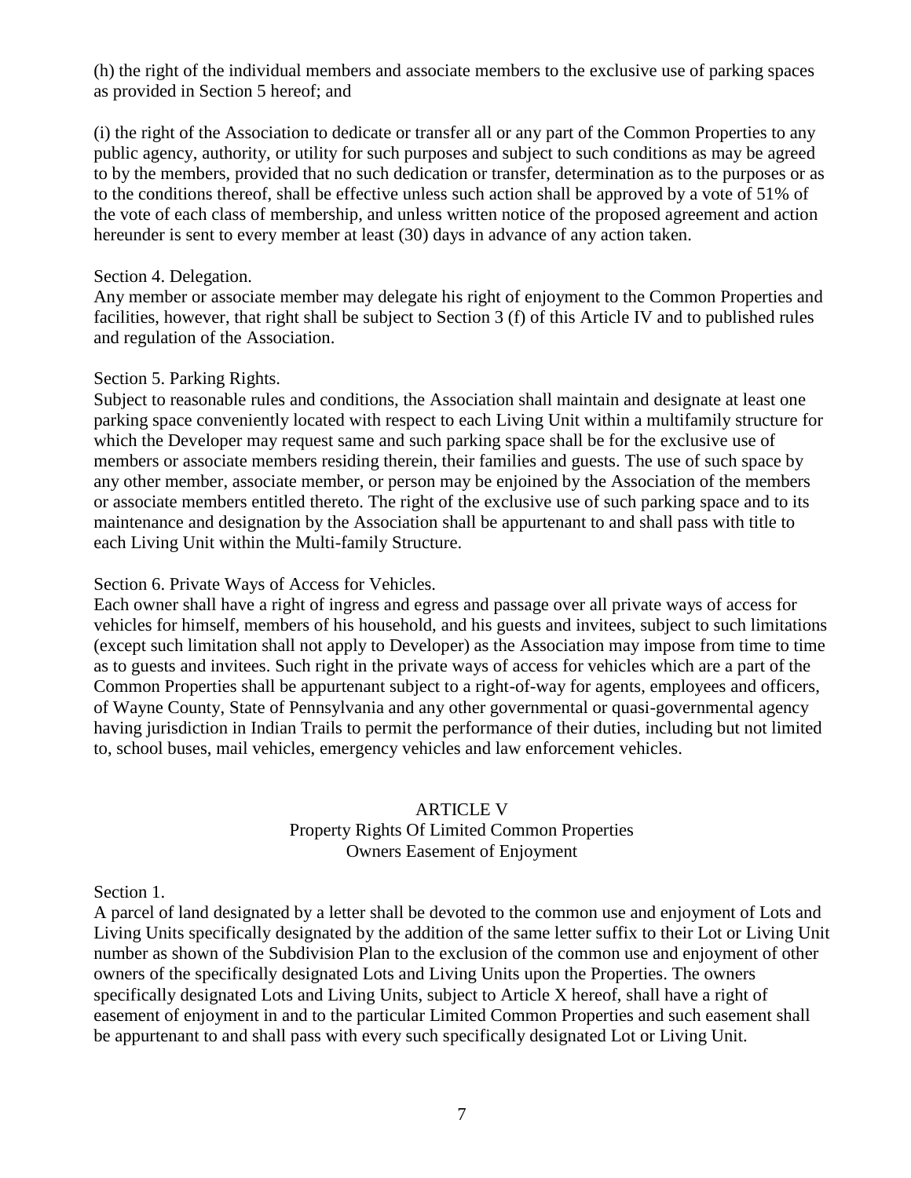(h) the right of the individual members and associate members to the exclusive use of parking spaces as provided in Section 5 hereof; and

(i) the right of the Association to dedicate or transfer all or any part of the Common Properties to any public agency, authority, or utility for such purposes and subject to such conditions as may be agreed to by the members, provided that no such dedication or transfer, determination as to the purposes or as to the conditions thereof, shall be effective unless such action shall be approved by a vote of 51% of the vote of each class of membership, and unless written notice of the proposed agreement and action hereunder is sent to every member at least (30) days in advance of any action taken.

Section 4. Delegation.
Any member or associate member may delegate his right of enjoyment to the Common Properties and facilities, however, that right shall be subject to Section 3 (f) of this Article IV and to published rules and regulation of the Association.

Section 5. Parking Rights.
Subject to reasonable rules and conditions, the Association shall maintain and designate at least one parking space conveniently located with respect to each Living Unit within a multifamily structure for which the Developer may request same and such parking space shall be for the exclusive use of members or associate members residing therein, their families and guests. The use of such space by any other member, associate member, or person may be enjoined by the Association of the members or associate members entitled thereto. The right of the exclusive use of such parking space and to its maintenance and designation by the Association shall be appurtenant to and shall pass with title to each Living Unit within the Multi-family Structure.

Section 6. Private Ways of Access for Vehicles.
Each owner shall have a right of ingress and egress and passage over all private ways of access for vehicles for himself, members of his household, and his guests and invitees, subject to such limitations (except such limitation shall not apply to Developer) as the Association may impose from time to time as to guests and invitees. Such right in the private ways of access for vehicles which are a part of the Common Properties shall be appurtenant subject to a right-of-way for agents, employees and officers, of Wayne County, State of Pennsylvania and any other governmental or quasi-governmental agency having jurisdiction in Indian Trails to permit the performance of their duties, including but not limited to, school buses, mail vehicles, emergency vehicles and law enforcement vehicles.

## ARTICLE V
### Property Rights Of Limited Common Properties
### Owners Easement of Enjoyment

Section 1.
A parcel of land designated by a letter shall be devoted to the common use and enjoyment of Lots and Living Units specifically designated by the addition of the same letter suffix to their Lot or Living Unit number as shown of the Subdivision Plan to the exclusion of the common use and enjoyment of other owners of the specifically designated Lots and Living Units upon the Properties. The owners specifically designated Lots and Living Units, subject to Article X hereof, shall have a right of easement of enjoyment in and to the particular Limited Common Properties and such easement shall be appurtenant to and shall pass with every such specifically designated Lot or Living Unit.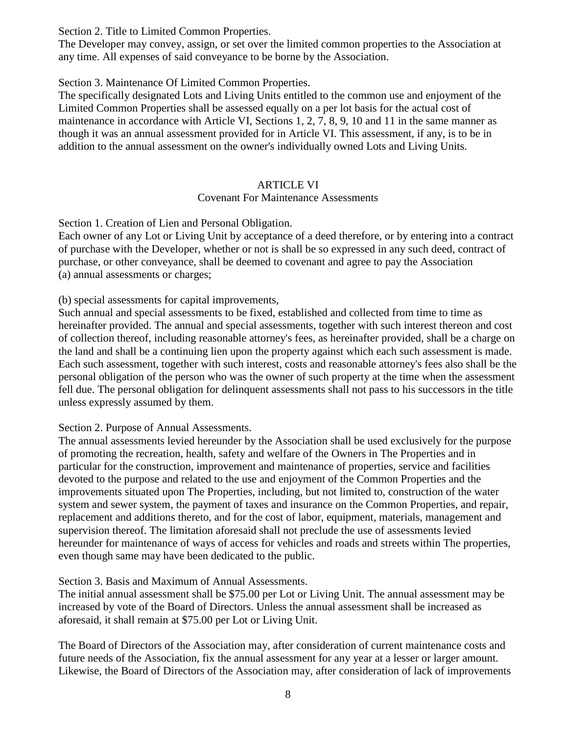Section 2. Title to Limited Common Properties.
The Developer may convey, assign, or set over the limited common properties to the Association at any time. All expenses of said conveyance to be borne by the Association.

Section 3. Maintenance Of Limited Common Properties.
The specifically designated Lots and Living Units entitled to the common use and enjoyment of the Limited Common Properties shall be assessed equally on a per lot basis for the actual cost of maintenance in accordance with Article VI, Sections 1, 2, 7, 8, 9, 10 and 11 in the same manner as though it was an annual assessment provided for in Article VI. This assessment, if any, is to be in addition to the annual assessment on the owner's individually owned Lots and Living Units.

## ARTICLE VI
### Covenant For Maintenance Assessments

Section 1. Creation of Lien and Personal Obligation.
Each owner of any Lot or Living Unit by acceptance of a deed therefore, or by entering into a contract of purchase with the Developer, whether or not is shall be so expressed in any such deed, contract of purchase, or other conveyance, shall be deemed to covenant and agree to pay the Association
(a) annual assessments or charges;

(b) special assessments for capital improvements,
Such annual and special assessments to be fixed, established and collected from time to time as hereinafter provided. The annual and special assessments, together with such interest thereon and cost of collection thereof, including reasonable attorney's fees, as hereinafter provided, shall be a charge on the land and shall be a continuing lien upon the property against which each such assessment is made. Each such assessment, together with such interest, costs and reasonable attorney's fees also shall be the personal obligation of the person who was the owner of such property at the time when the assessment fell due. The personal obligation for delinquent assessments shall not pass to his successors in the title unless expressly assumed by them.

Section 2. Purpose of Annual Assessments.
The annual assessments levied hereunder by the Association shall be used exclusively for the purpose of promoting the recreation, health, safety and welfare of the Owners in The Properties and in particular for the construction, improvement and maintenance of properties, service and facilities devoted to the purpose and related to the use and enjoyment of the Common Properties and the improvements situated upon The Properties, including, but not limited to, construction of the water system and sewer system, the payment of taxes and insurance on the Common Properties, and repair, replacement and additions thereto, and for the cost of labor, equipment, materials, management and supervision thereof. The limitation aforesaid shall not preclude the use of assessments levied hereunder for maintenance of ways of access for vehicles and roads and streets within The properties, even though same may have been dedicated to the public.

Section 3. Basis and Maximum of Annual Assessments.
The initial annual assessment shall be $75.00 per Lot or Living Unit. The annual assessment may be increased by vote of the Board of Directors. Unless the annual assessment shall be increased as aforesaid, it shall remain at $75.00 per Lot or Living Unit.

The Board of Directors of the Association may, after consideration of current maintenance costs and future needs of the Association, fix the annual assessment for any year at a lesser or larger amount. Likewise, the Board of Directors of the Association may, after consideration of lack of improvements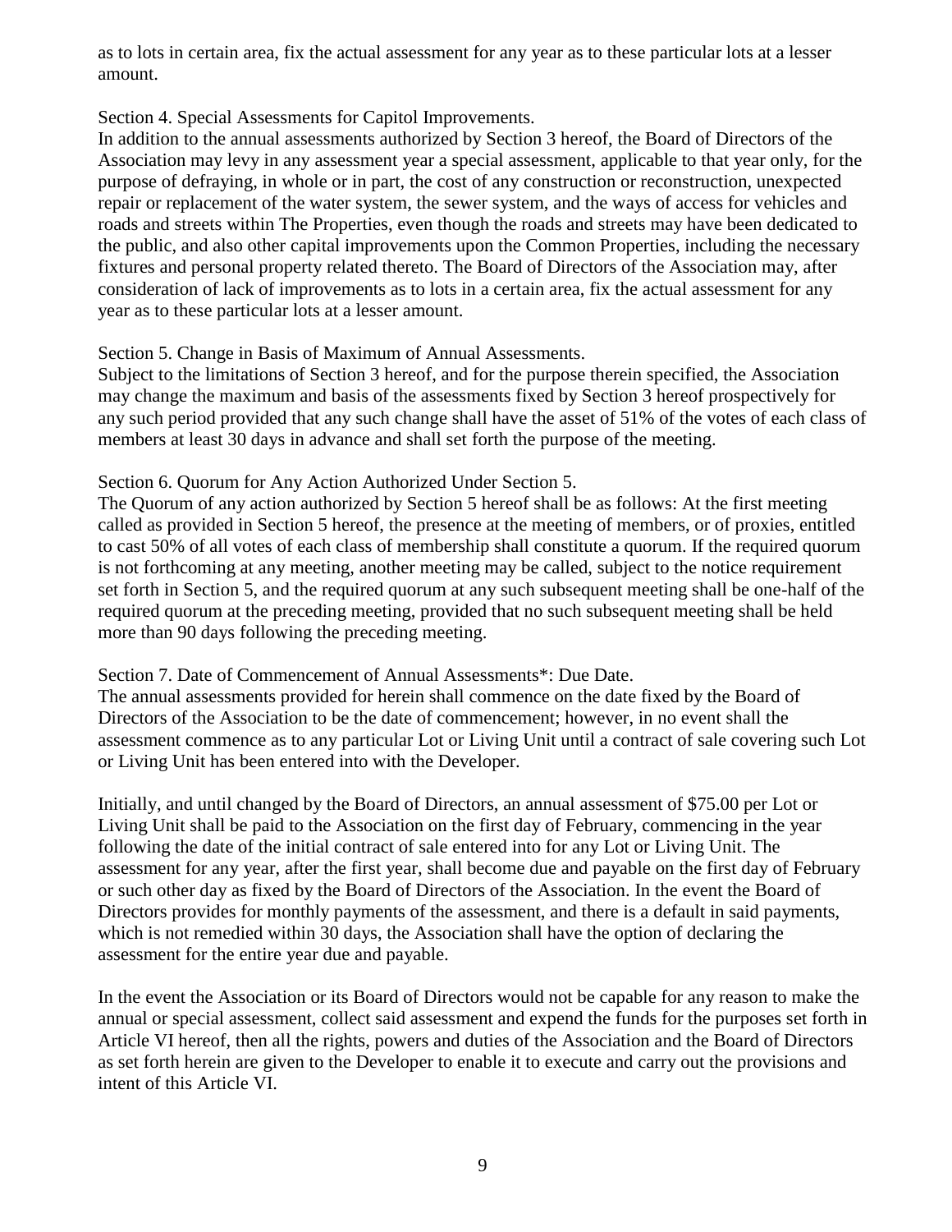as to lots in certain area, fix the actual assessment for any year as to these particular lots at a lesser amount.

Section 4. Special Assessments for Capitol Improvements.
In addition to the annual assessments authorized by Section 3 hereof, the Board of Directors of the Association may levy in any assessment year a special assessment, applicable to that year only, for the purpose of defraying, in whole or in part, the cost of any construction or reconstruction, unexpected repair or replacement of the water system, the sewer system, and the ways of access for vehicles and roads and streets within The Properties, even though the roads and streets may have been dedicated to the public, and also other capital improvements upon the Common Properties, including the necessary fixtures and personal property related thereto. The Board of Directors of the Association may, after consideration of lack of improvements as to lots in a certain area, fix the actual assessment for any year as to these particular lots at a lesser amount.

Section 5. Change in Basis of Maximum of Annual Assessments.
Subject to the limitations of Section 3 hereof, and for the purpose therein specified, the Association may change the maximum and basis of the assessments fixed by Section 3 hereof prospectively for any such period provided that any such change shall have the asset of 51% of the votes of each class of members at least 30 days in advance and shall set forth the purpose of the meeting.

Section 6. Quorum for Any Action Authorized Under Section 5.
The Quorum of any action authorized by Section 5 hereof shall be as follows: At the first meeting called as provided in Section 5 hereof, the presence at the meeting of members, or of proxies, entitled to cast 50% of all votes of each class of membership shall constitute a quorum. If the required quorum is not forthcoming at any meeting, another meeting may be called, subject to the notice requirement set forth in Section 5, and the required quorum at any such subsequent meeting shall be one-half of the required quorum at the preceding meeting, provided that no such subsequent meeting shall be held more than 90 days following the preceding meeting.

Section 7. Date of Commencement of Annual Assessments*: Due Date.
The annual assessments provided for herein shall commence on the date fixed by the Board of Directors of the Association to be the date of commencement; however, in no event shall the assessment commence as to any particular Lot or Living Unit until a contract of sale covering such Lot or Living Unit has been entered into with the Developer.

Initially, and until changed by the Board of Directors, an annual assessment of $75.00 per Lot or Living Unit shall be paid to the Association on the first day of February, commencing in the year following the date of the initial contract of sale entered into for any Lot or Living Unit. The assessment for any year, after the first year, shall become due and payable on the first day of February or such other day as fixed by the Board of Directors of the Association. In the event the Board of Directors provides for monthly payments of the assessment, and there is a default in said payments, which is not remedied within 30 days, the Association shall have the option of declaring the assessment for the entire year due and payable.

In the event the Association or its Board of Directors would not be capable for any reason to make the annual or special assessment, collect said assessment and expend the funds for the purposes set forth in Article VI hereof, then all the rights, powers and duties of the Association and the Board of Directors as set forth herein are given to the Developer to enable it to execute and carry out the provisions and intent of this Article VI.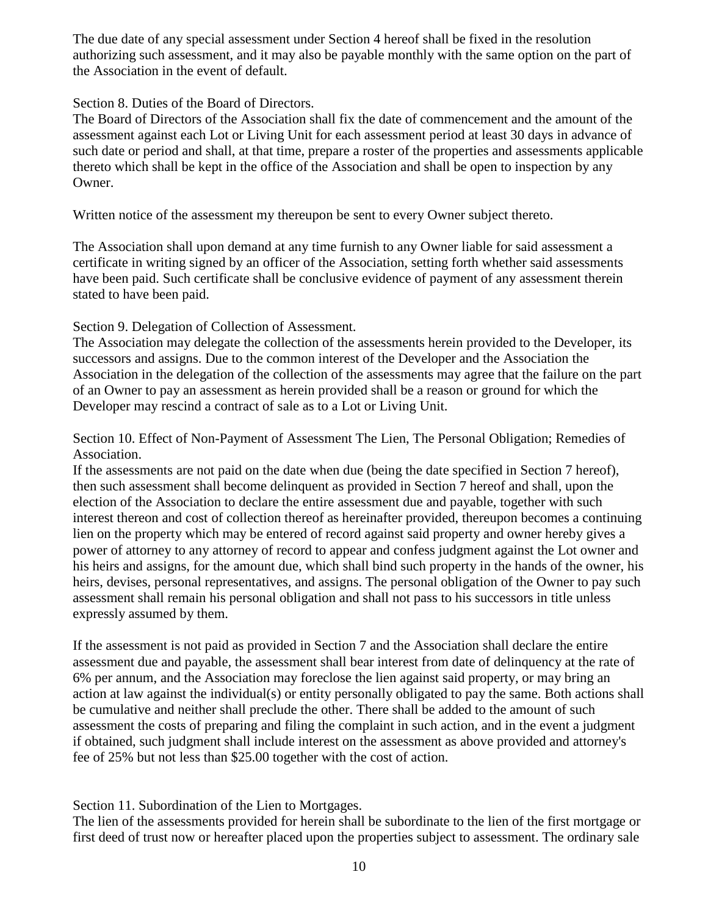The due date of any special assessment under Section 4 hereof shall be fixed in the resolution authorizing such assessment, and it may also be payable monthly with the same option on the part of the Association in the event of default.

Section 8. Duties of the Board of Directors.
The Board of Directors of the Association shall fix the date of commencement and the amount of the assessment against each Lot or Living Unit for each assessment period at least 30 days in advance of such date or period and shall, at that time, prepare a roster of the properties and assessments applicable thereto which shall be kept in the office of the Association and shall be open to inspection by any Owner.

Written notice of the assessment my thereupon be sent to every Owner subject thereto.

The Association shall upon demand at any time furnish to any Owner liable for said assessment a certificate in writing signed by an officer of the Association, setting forth whether said assessments have been paid. Such certificate shall be conclusive evidence of payment of any assessment therein stated to have been paid.

Section 9. Delegation of Collection of Assessment.
The Association may delegate the collection of the assessments herein provided to the Developer, its successors and assigns. Due to the common interest of the Developer and the Association the Association in the delegation of the collection of the assessments may agree that the failure on the part of an Owner to pay an assessment as herein provided shall be a reason or ground for which the Developer may rescind a contract of sale as to a Lot or Living Unit.

Section 10. Effect of Non-Payment of Assessment The Lien, The Personal Obligation; Remedies of Association.
If the assessments are not paid on the date when due (being the date specified in Section 7 hereof), then such assessment shall become delinquent as provided in Section 7 hereof and shall, upon the election of the Association to declare the entire assessment due and payable, together with such interest thereon and cost of collection thereof as hereinafter provided, thereupon becomes a continuing lien on the property which may be entered of record against said property and owner hereby gives a power of attorney to any attorney of record to appear and confess judgment against the Lot owner and his heirs and assigns, for the amount due, which shall bind such property in the hands of the owner, his heirs, devises, personal representatives, and assigns. The personal obligation of the Owner to pay such assessment shall remain his personal obligation and shall not pass to his successors in title unless expressly assumed by them.

If the assessment is not paid as provided in Section 7 and the Association shall declare the entire assessment due and payable, the assessment shall bear interest from date of delinquency at the rate of 6% per annum, and the Association may foreclose the lien against said property, or may bring an action at law against the individual(s) or entity personally obligated to pay the same. Both actions shall be cumulative and neither shall preclude the other. There shall be added to the amount of such assessment the costs of preparing and filing the complaint in such action, and in the event a judgment if obtained, such judgment shall include interest on the assessment as above provided and attorney's fee of 25% but not less than $25.00 together with the cost of action.

Section 11. Subordination of the Lien to Mortgages.
The lien of the assessments provided for herein shall be subordinate to the lien of the first mortgage or first deed of trust now or hereafter placed upon the properties subject to assessment. The ordinary sale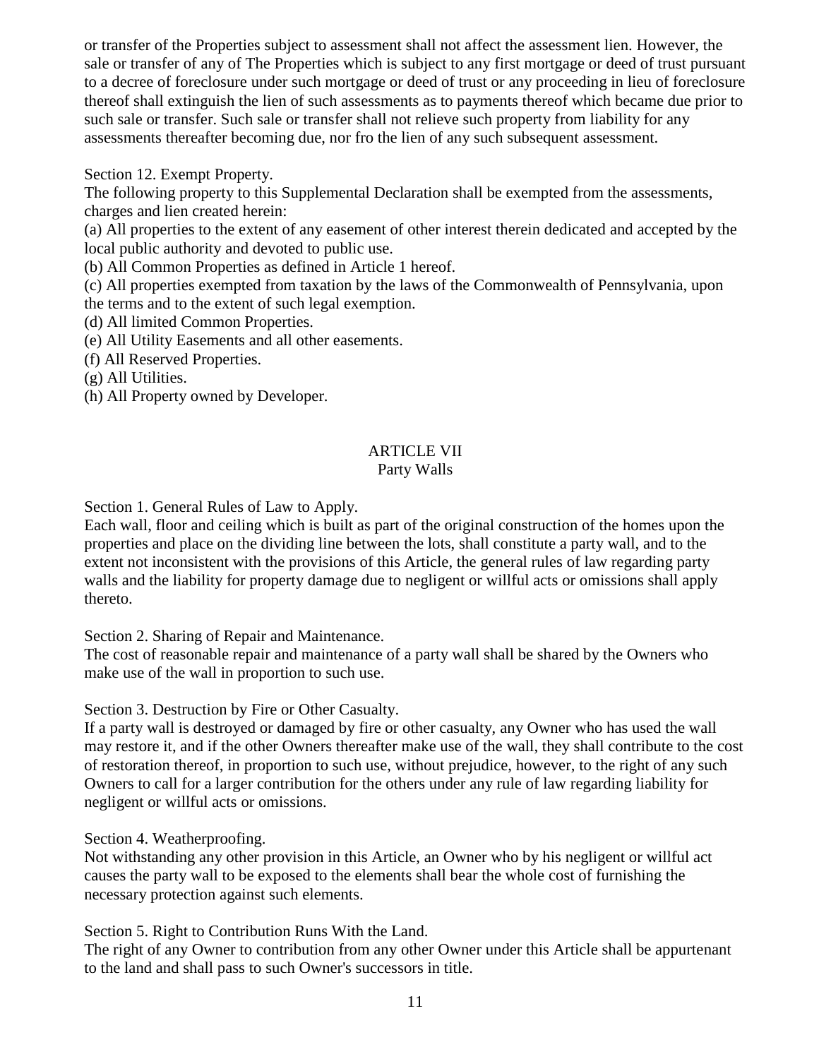or transfer of the Properties subject to assessment shall not affect the assessment lien. However, the sale or transfer of any of The Properties which is subject to any first mortgage or deed of trust pursuant to a decree of foreclosure under such mortgage or deed of trust or any proceeding in lieu of foreclosure thereof shall extinguish the lien of such assessments as to payments thereof which became due prior to such sale or transfer. Such sale or transfer shall not relieve such property from liability for any assessments thereafter becoming due, nor fro the lien of any such subsequent assessment.

Section 12. Exempt Property.

The following property to this Supplemental Declaration shall be exempted from the assessments, charges and lien created herein:

(a) All properties to the extent of any easement of other interest therein dedicated and accepted by the local public authority and devoted to public use.

(b) All Common Properties as defined in Article 1 hereof.

(c) All properties exempted from taxation by the laws of the Commonwealth of Pennsylvania, upon the terms and to the extent of such legal exemption.

(d) All limited Common Properties.

(e) All Utility Easements and all other easements.

(f) All Reserved Properties.

(g) All Utilities.

(h) All Property owned by Developer.

## ARTICLE VII
## Party Walls

Section 1. General Rules of Law to Apply.

Each wall, floor and ceiling which is built as part of the original construction of the homes upon the properties and place on the dividing line between the lots, shall constitute a party wall, and to the extent not inconsistent with the provisions of this Article, the general rules of law regarding party walls and the liability for property damage due to negligent or willful acts or omissions shall apply thereto.

Section 2. Sharing of Repair and Maintenance.

The cost of reasonable repair and maintenance of a party wall shall be shared by the Owners who make use of the wall in proportion to such use.

Section 3. Destruction by Fire or Other Casualty.

If a party wall is destroyed or damaged by fire or other casualty, any Owner who has used the wall may restore it, and if the other Owners thereafter make use of the wall, they shall contribute to the cost of restoration thereof, in proportion to such use, without prejudice, however, to the right of any such Owners to call for a larger contribution for the others under any rule of law regarding liability for negligent or willful acts or omissions.

Section 4. Weatherproofing.

Not withstanding any other provision in this Article, an Owner who by his negligent or willful act causes the party wall to be exposed to the elements shall bear the whole cost of furnishing the necessary protection against such elements.

Section 5. Right to Contribution Runs With the Land.

The right of any Owner to contribution from any other Owner under this Article shall be appurtenant to the land and shall pass to such Owner's successors in title.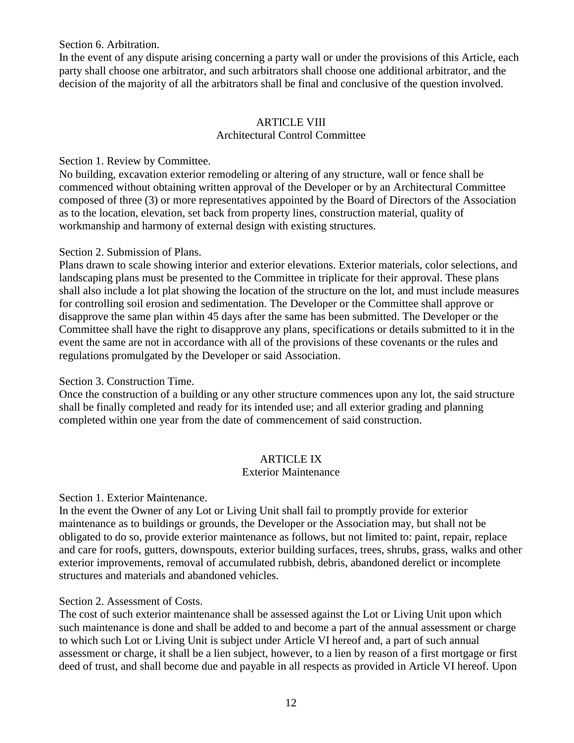Section 6. Arbitration.
In the event of any dispute arising concerning a party wall or under the provisions of this Article, each party shall choose one arbitrator, and such arbitrators shall choose one additional arbitrator, and the decision of the majority of all the arbitrators shall be final and conclusive of the question involved.

## ARTICLE VIII
### Architectural Control Committee

Section 1. Review by Committee.
No building, excavation exterior remodeling or altering of any structure, wall or fence shall be commenced without obtaining written approval of the Developer or by an Architectural Committee composed of three (3) or more representatives appointed by the Board of Directors of the Association as to the location, elevation, set back from property lines, construction material, quality of workmanship and harmony of external design with existing structures.

Section 2. Submission of Plans.
Plans drawn to scale showing interior and exterior elevations. Exterior materials, color selections, and landscaping plans must be presented to the Committee in triplicate for their approval. These plans shall also include a lot plat showing the location of the structure on the lot, and must include measures for controlling soil erosion and sedimentation. The Developer or the Committee shall approve or disapprove the same plan within 45 days after the same has been submitted. The Developer or the Committee shall have the right to disapprove any plans, specifications or details submitted to it in the event the same are not in accordance with all of the provisions of these covenants or the rules and regulations promulgated by the Developer or said Association.

Section 3. Construction Time.
Once the construction of a building or any other structure commences upon any lot, the said structure shall be finally completed and ready for its intended use; and all exterior grading and planning completed within one year from the date of commencement of said construction.

## ARTICLE IX
### Exterior Maintenance

Section 1. Exterior Maintenance.
In the event the Owner of any Lot or Living Unit shall fail to promptly provide for exterior maintenance as to buildings or grounds, the Developer or the Association may, but shall not be obligated to do so, provide exterior maintenance as follows, but not limited to: paint, repair, replace and care for roofs, gutters, downspouts, exterior building surfaces, trees, shrubs, grass, walks and other exterior improvements, removal of accumulated rubbish, debris, abandoned derelict or incomplete structures and materials and abandoned vehicles.

Section 2. Assessment of Costs.
The cost of such exterior maintenance shall be assessed against the Lot or Living Unit upon which such maintenance is done and shall be added to and become a part of the annual assessment or charge to which such Lot or Living Unit is subject under Article VI hereof and, a part of such annual assessment or charge, it shall be a lien subject, however, to a lien by reason of a first mortgage or first deed of trust, and shall become due and payable in all respects as provided in Article VI hereof. Upon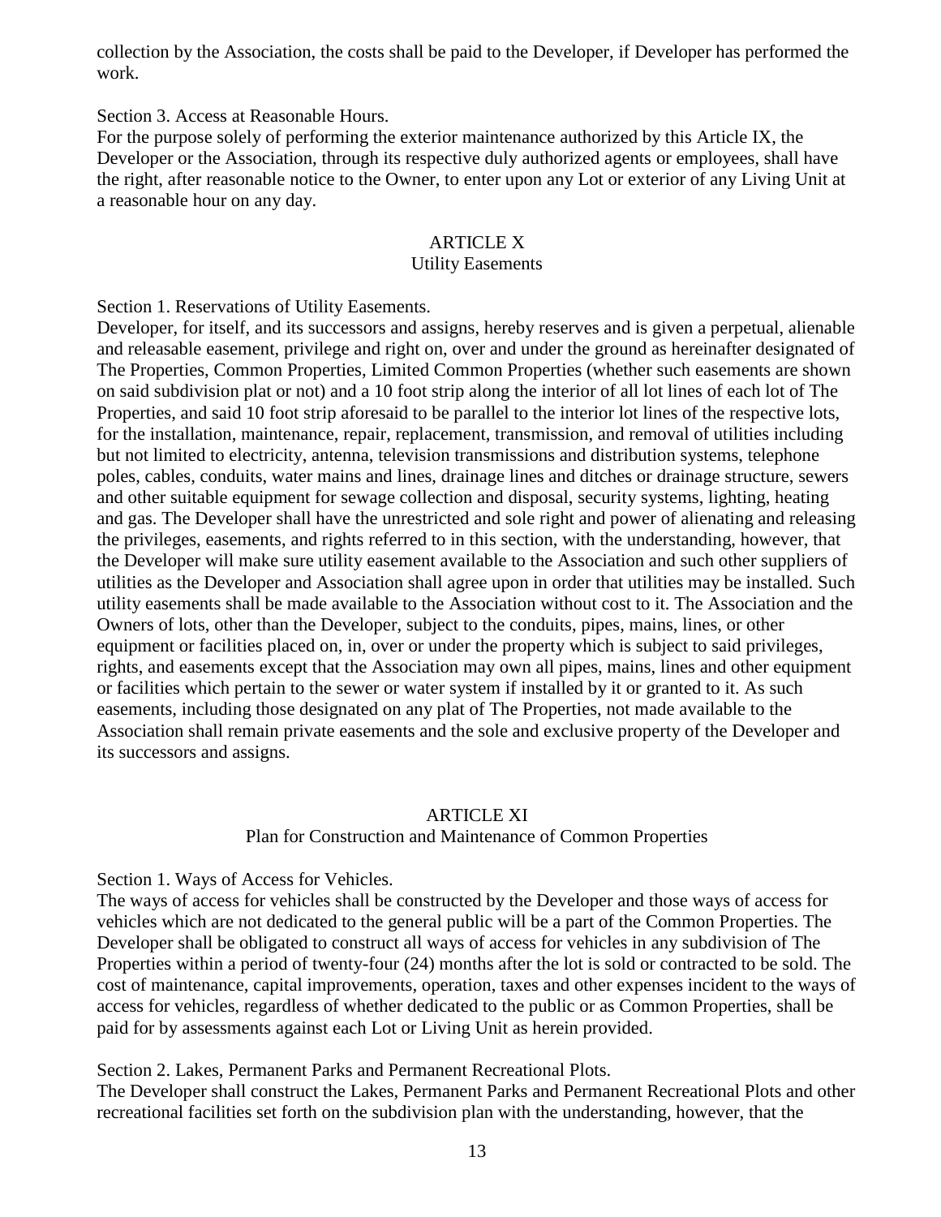collection by the Association, the costs shall be paid to the Developer, if Developer has performed the work.

Section 3. Access at Reasonable Hours.
For the purpose solely of performing the exterior maintenance authorized by this Article IX, the Developer or the Association, through its respective duly authorized agents or employees, shall have the right, after reasonable notice to the Owner, to enter upon any Lot or exterior of any Living Unit at a reasonable hour on any day.

## ARTICLE X
### Utility Easements

Section 1. Reservations of Utility Easements.
Developer, for itself, and its successors and assigns, hereby reserves and is given a perpetual, alienable and releasable easement, privilege and right on, over and under the ground as hereinafter designated of The Properties, Common Properties, Limited Common Properties (whether such easements are shown on said subdivision plat or not) and a 10 foot strip along the interior of all lot lines of each lot of The Properties, and said 10 foot strip aforesaid to be parallel to the interior lot lines of the respective lots, for the installation, maintenance, repair, replacement, transmission, and removal of utilities including but not limited to electricity, antenna, television transmissions and distribution systems, telephone poles, cables, conduits, water mains and lines, drainage lines and ditches or drainage structure, sewers and other suitable equipment for sewage collection and disposal, security systems, lighting, heating and gas. The Developer shall have the unrestricted and sole right and power of alienating and releasing the privileges, easements, and rights referred to in this section, with the understanding, however, that the Developer will make sure utility easement available to the Association and such other suppliers of utilities as the Developer and Association shall agree upon in order that utilities may be installed. Such utility easements shall be made available to the Association without cost to it. The Association and the Owners of lots, other than the Developer, subject to the conduits, pipes, mains, lines, or other equipment or facilities placed on, in, over or under the property which is subject to said privileges, rights, and easements except that the Association may own all pipes, mains, lines and other equipment or facilities which pertain to the sewer or water system if installed by it or granted to it. As such easements, including those designated on any plat of The Properties, not made available to the Association shall remain private easements and the sole and exclusive property of the Developer and its successors and assigns.

## ARTICLE XI
### Plan for Construction and Maintenance of Common Properties

Section 1. Ways of Access for Vehicles.
The ways of access for vehicles shall be constructed by the Developer and those ways of access for vehicles which are not dedicated to the general public will be a part of the Common Properties. The Developer shall be obligated to construct all ways of access for vehicles in any subdivision of The Properties within a period of twenty-four (24) months after the lot is sold or contracted to be sold. The cost of maintenance, capital improvements, operation, taxes and other expenses incident to the ways of access for vehicles, regardless of whether dedicated to the public or as Common Properties, shall be paid for by assessments against each Lot or Living Unit as herein provided.

Section 2. Lakes, Permanent Parks and Permanent Recreational Plots.
The Developer shall construct the Lakes, Permanent Parks and Permanent Recreational Plots and other recreational facilities set forth on the subdivision plan with the understanding, however, that the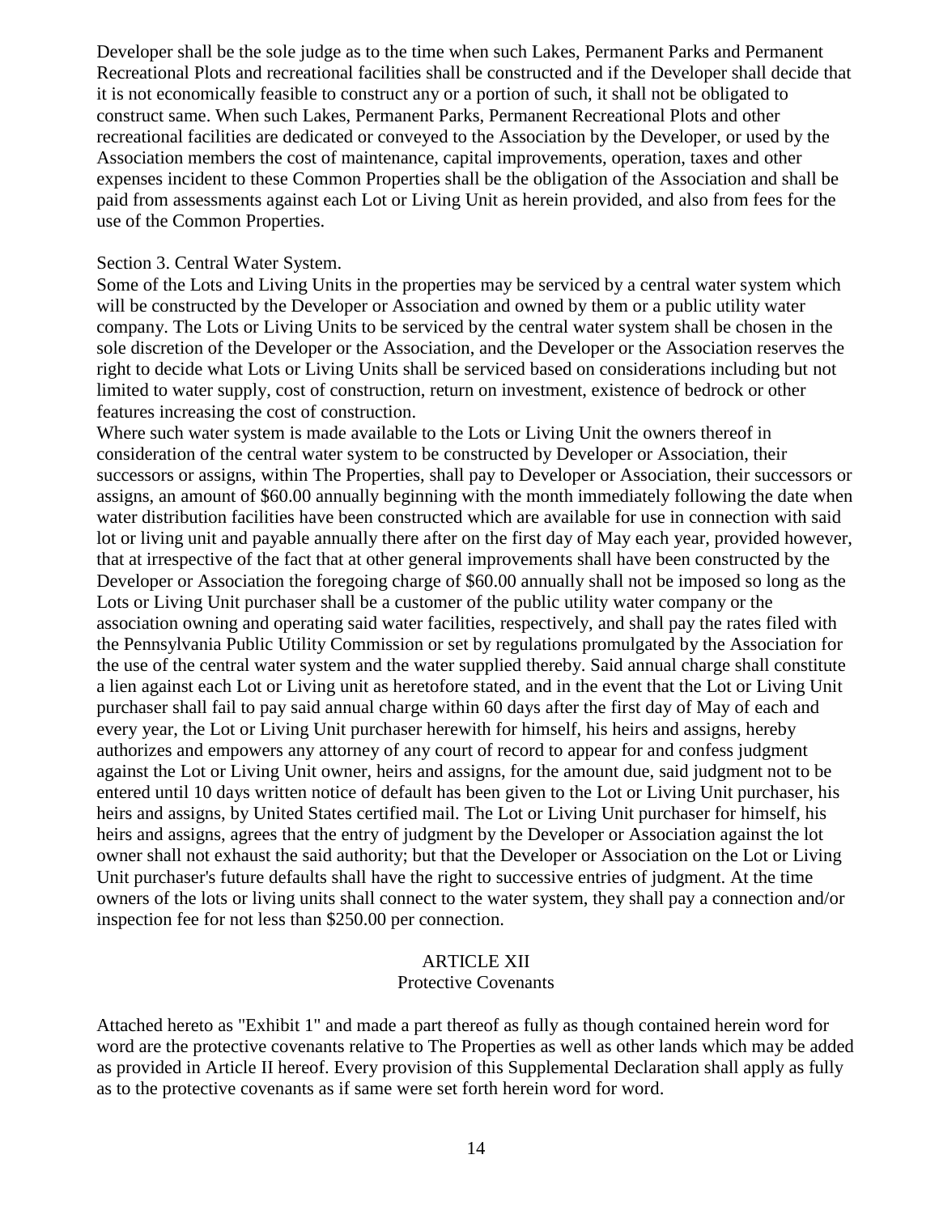Developer shall be the sole judge as to the time when such Lakes, Permanent Parks and Permanent Recreational Plots and recreational facilities shall be constructed and if the Developer shall decide that it is not economically feasible to construct any or a portion of such, it shall not be obligated to construct same. When such Lakes, Permanent Parks, Permanent Recreational Plots and other recreational facilities are dedicated or conveyed to the Association by the Developer, or used by the Association members the cost of maintenance, capital improvements, operation, taxes and other expenses incident to these Common Properties shall be the obligation of the Association and shall be paid from assessments against each Lot or Living Unit as herein provided, and also from fees for the use of the Common Properties.

Section 3. Central Water System.

Some of the Lots and Living Units in the properties may be serviced by a central water system which will be constructed by the Developer or Association and owned by them or a public utility water company. The Lots or Living Units to be serviced by the central water system shall be chosen in the sole discretion of the Developer or the Association, and the Developer or the Association reserves the right to decide what Lots or Living Units shall be serviced based on considerations including but not limited to water supply, cost of construction, return on investment, existence of bedrock or other features increasing the cost of construction.

Where such water system is made available to the Lots or Living Unit the owners thereof in consideration of the central water system to be constructed by Developer or Association, their successors or assigns, within The Properties, shall pay to Developer or Association, their successors or assigns, an amount of $60.00 annually beginning with the month immediately following the date when water distribution facilities have been constructed which are available for use in connection with said lot or living unit and payable annually there after on the first day of May each year, provided however, that at irrespective of the fact that at other general improvements shall have been constructed by the Developer or Association the foregoing charge of $60.00 annually shall not be imposed so long as the Lots or Living Unit purchaser shall be a customer of the public utility water company or the association owning and operating said water facilities, respectively, and shall pay the rates filed with the Pennsylvania Public Utility Commission or set by regulations promulgated by the Association for the use of the central water system and the water supplied thereby. Said annual charge shall constitute a lien against each Lot or Living unit as heretofore stated, and in the event that the Lot or Living Unit purchaser shall fail to pay said annual charge within 60 days after the first day of May of each and every year, the Lot or Living Unit purchaser herewith for himself, his heirs and assigns, hereby authorizes and empowers any attorney of any court of record to appear for and confess judgment against the Lot or Living Unit owner, heirs and assigns, for the amount due, said judgment not to be entered until 10 days written notice of default has been given to the Lot or Living Unit purchaser, his heirs and assigns, by United States certified mail. The Lot or Living Unit purchaser for himself, his heirs and assigns, agrees that the entry of judgment by the Developer or Association against the lot owner shall not exhaust the said authority; but that the Developer or Association on the Lot or Living Unit purchaser's future defaults shall have the right to successive entries of judgment. At the time owners of the lots or living units shall connect to the water system, they shall pay a connection and/or inspection fee for not less than $250.00 per connection.

## ARTICLE XII
## Protective Covenants

Attached hereto as "Exhibit 1" and made a part thereof as fully as though contained herein word for word are the protective covenants relative to The Properties as well as other lands which may be added as provided in Article II hereof. Every provision of this Supplemental Declaration shall apply as fully as to the protective covenants as if same were set forth herein word for word.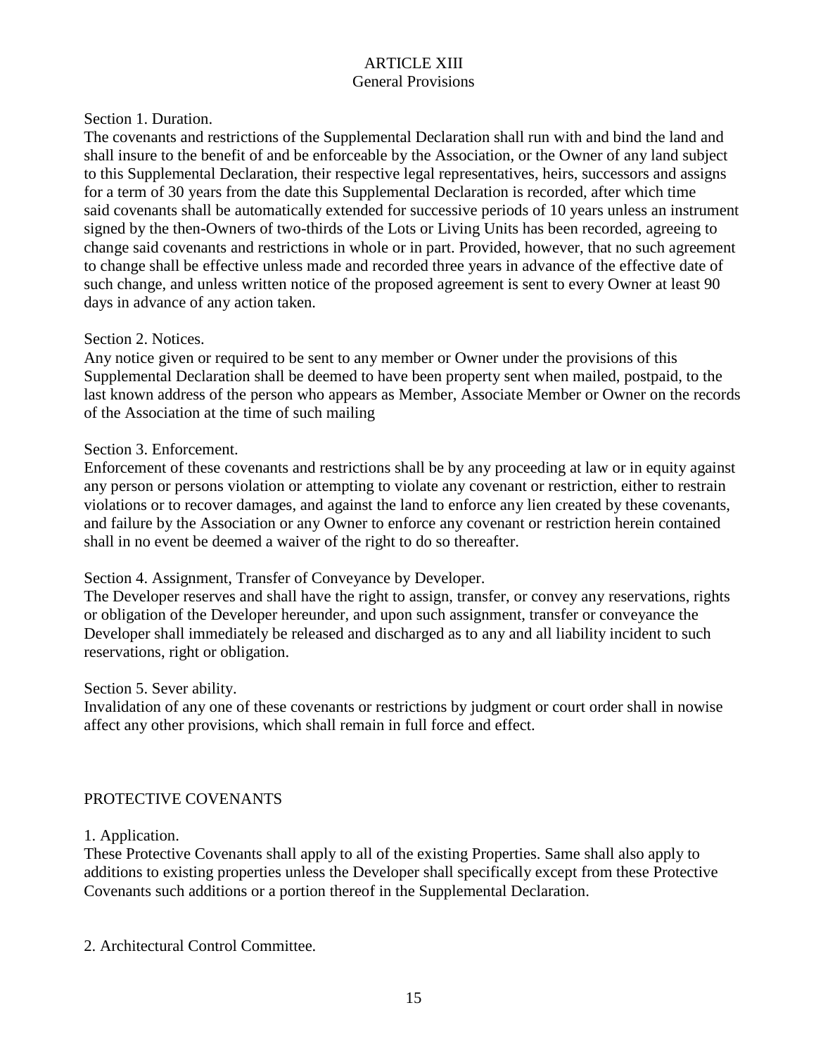# ARTICLE XIII
## General Provisions

Section 1. Duration.

The covenants and restrictions of the Supplemental Declaration shall run with and bind the land and shall insure to the benefit of and be enforceable by the Association, or the Owner of any land subject to this Supplemental Declaration, their respective legal representatives, heirs, successors and assigns for a term of 30 years from the date this Supplemental Declaration is recorded, after which time said covenants shall be automatically extended for successive periods of 10 years unless an instrument signed by the then-Owners of two-thirds of the Lots or Living Units has been recorded, agreeing to change said covenants and restrictions in whole or in part. Provided, however, that no such agreement to change shall be effective unless made and recorded three years in advance of the effective date of such change, and unless written notice of the proposed agreement is sent to every Owner at least 90 days in advance of any action taken.

Section 2. Notices.

Any notice given or required to be sent to any member or Owner under the provisions of this Supplemental Declaration shall be deemed to have been property sent when mailed, postpaid, to the last known address of the person who appears as Member, Associate Member or Owner on the records of the Association at the time of such mailing

Section 3. Enforcement.

Enforcement of these covenants and restrictions shall be by any proceeding at law or in equity against any person or persons violation or attempting to violate any covenant or restriction, either to restrain violations or to recover damages, and against the land to enforce any lien created by these covenants, and failure by the Association or any Owner to enforce any covenant or restriction herein contained shall in no event be deemed a waiver of the right to do so thereafter.

Section 4. Assignment, Transfer of Conveyance by Developer.

The Developer reserves and shall have the right to assign, transfer, or convey any reservations, rights or obligation of the Developer hereunder, and upon such assignment, transfer or conveyance the Developer shall immediately be released and discharged as to any and all liability incident to such reservations, right or obligation.

Section 5. Sever ability.

Invalidation of any one of these covenants or restrictions by judgment or court order shall in nowise affect any other provisions, which shall remain in full force and effect.

## PROTECTIVE COVENANTS

1. Application.

These Protective Covenants shall apply to all of the existing Properties. Same shall also apply to additions to existing properties unless the Developer shall specifically except from these Protective Covenants such additions or a portion thereof in the Supplemental Declaration.

2. Architectural Control Committee.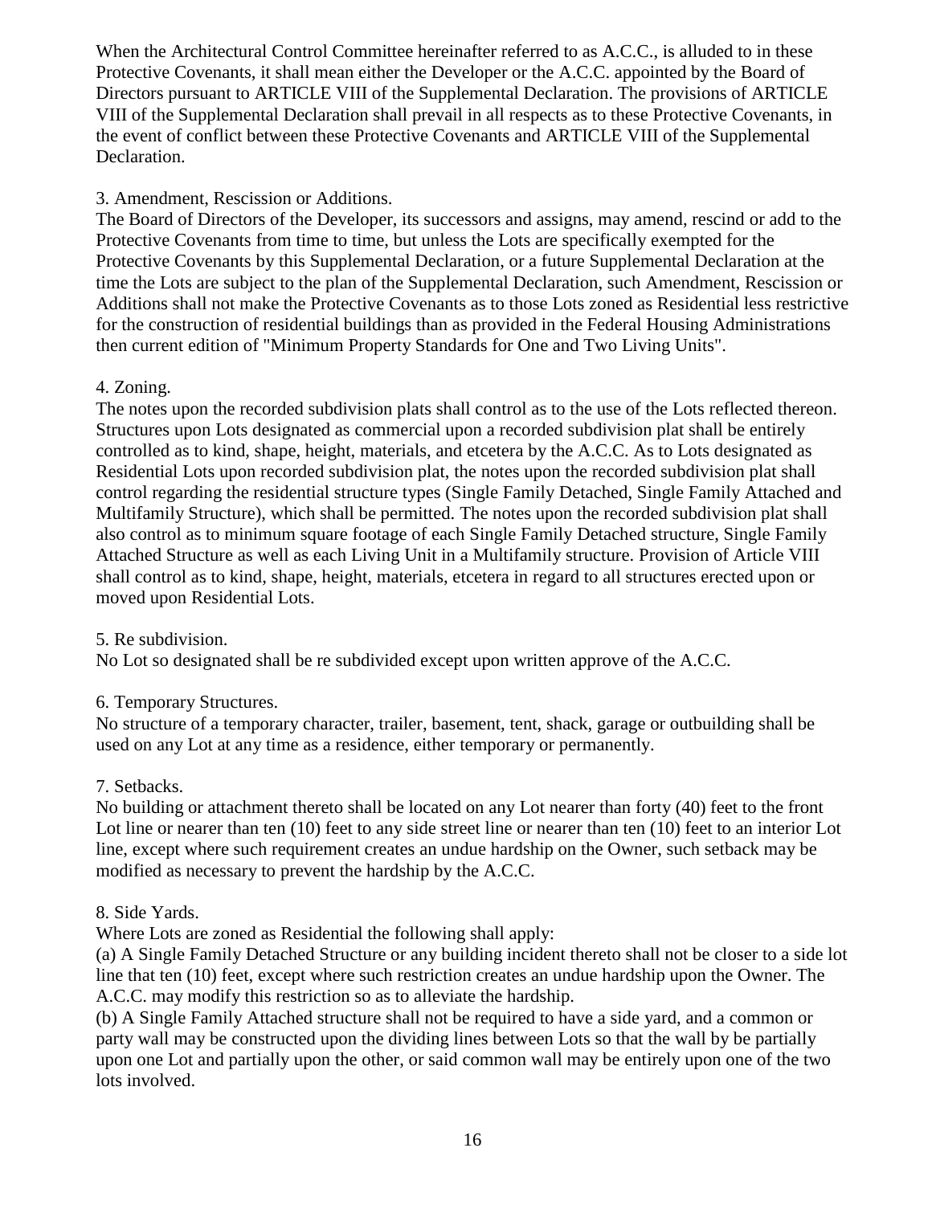When the Architectural Control Committee hereinafter referred to as A.C.C., is alluded to in these Protective Covenants, it shall mean either the Developer or the A.C.C. appointed by the Board of Directors pursuant to ARTICLE VIII of the Supplemental Declaration. The provisions of ARTICLE VIII of the Supplemental Declaration shall prevail in all respects as to these Protective Covenants, in the event of conflict between these Protective Covenants and ARTICLE VIII of the Supplemental Declaration.

3. Amendment, Rescission or Additions.
The Board of Directors of the Developer, its successors and assigns, may amend, rescind or add to the Protective Covenants from time to time, but unless the Lots are specifically exempted for the Protective Covenants by this Supplemental Declaration, or a future Supplemental Declaration at the time the Lots are subject to the plan of the Supplemental Declaration, such Amendment, Rescission or Additions shall not make the Protective Covenants as to those Lots zoned as Residential less restrictive for the construction of residential buildings than as provided in the Federal Housing Administrations then current edition of "Minimum Property Standards for One and Two Living Units".

4. Zoning.
The notes upon the recorded subdivision plats shall control as to the use of the Lots reflected thereon. Structures upon Lots designated as commercial upon a recorded subdivision plat shall be entirely controlled as to kind, shape, height, materials, and etcetera by the A.C.C. As to Lots designated as Residential Lots upon recorded subdivision plat, the notes upon the recorded subdivision plat shall control regarding the residential structure types (Single Family Detached, Single Family Attached and Multifamily Structure), which shall be permitted. The notes upon the recorded subdivision plat shall also control as to minimum square footage of each Single Family Detached structure, Single Family Attached Structure as well as each Living Unit in a Multifamily structure. Provision of Article VIII shall control as to kind, shape, height, materials, etcetera in regard to all structures erected upon or moved upon Residential Lots.

5. Re subdivision.
No Lot so designated shall be re subdivided except upon written approve of the A.C.C.

6. Temporary Structures.
No structure of a temporary character, trailer, basement, tent, shack, garage or outbuilding shall be used on any Lot at any time as a residence, either temporary or permanently.

7. Setbacks.
No building or attachment thereto shall be located on any Lot nearer than forty (40) feet to the front Lot line or nearer than ten (10) feet to any side street line or nearer than ten (10) feet to an interior Lot line, except where such requirement creates an undue hardship on the Owner, such setback may be modified as necessary to prevent the hardship by the A.C.C.

8. Side Yards.
Where Lots are zoned as Residential the following shall apply:
(a) A Single Family Detached Structure or any building incident thereto shall not be closer to a side lot line that ten (10) feet, except where such restriction creates an undue hardship upon the Owner. The A.C.C. may modify this restriction so as to alleviate the hardship.
(b) A Single Family Attached structure shall not be required to have a side yard, and a common or party wall may be constructed upon the dividing lines between Lots so that the wall by be partially upon one Lot and partially upon the other, or said common wall may be entirely upon one of the two lots involved.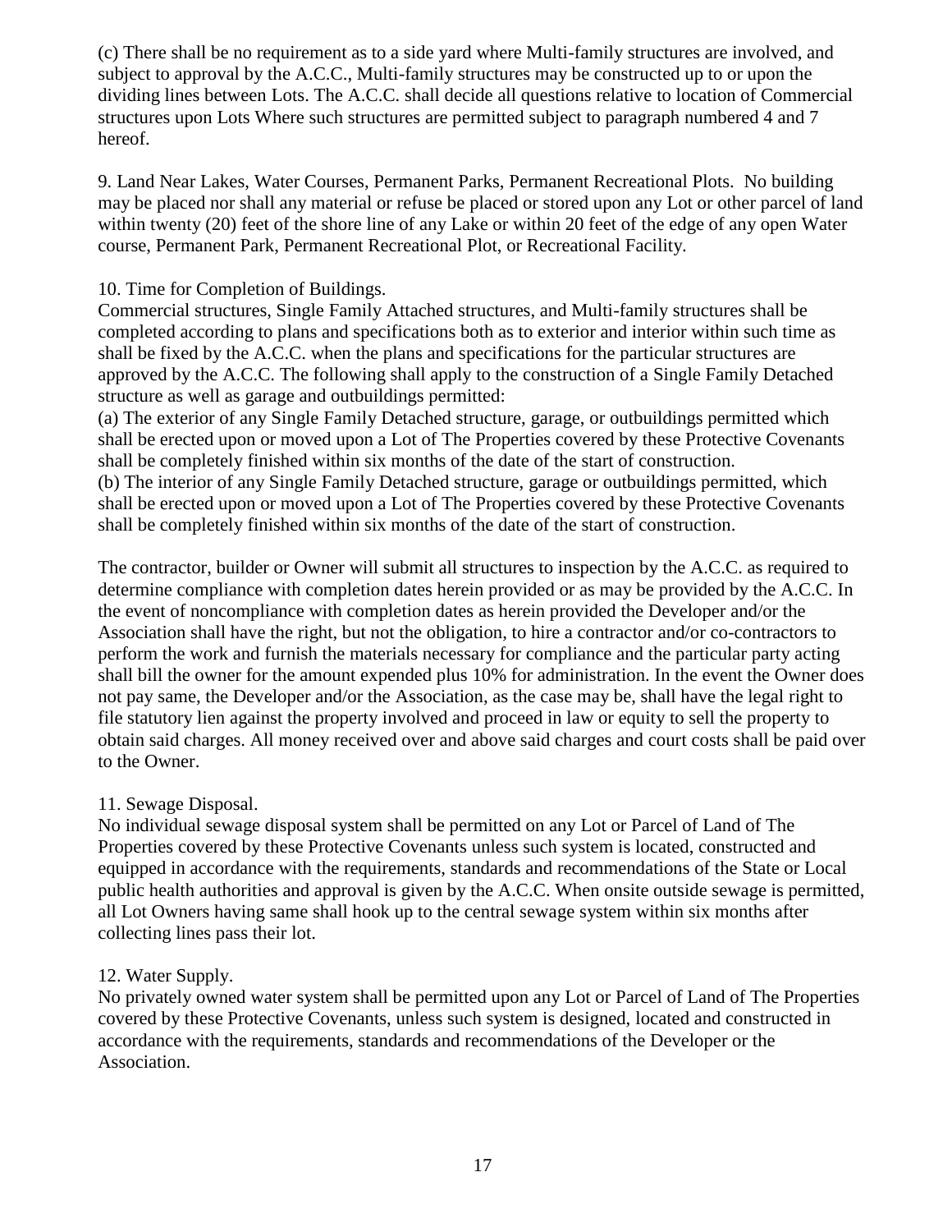(c) There shall be no requirement as to a side yard where Multi-family structures are involved, and subject to approval by the A.C.C., Multi-family structures may be constructed up to or upon the dividing lines between Lots. The A.C.C. shall decide all questions relative to location of Commercial structures upon Lots Where such structures are permitted subject to paragraph numbered 4 and 7 hereof.

9. Land Near Lakes, Water Courses, Permanent Parks, Permanent Recreational Plots. No building may be placed nor shall any material or refuse be placed or stored upon any Lot or other parcel of land within twenty (20) feet of the shore line of any Lake or within 20 feet of the edge of any open Water course, Permanent Park, Permanent Recreational Plot, or Recreational Facility.

10. Time for Completion of Buildings.
Commercial structures, Single Family Attached structures, and Multi-family structures shall be completed according to plans and specifications both as to exterior and interior within such time as shall be fixed by the A.C.C. when the plans and specifications for the particular structures are approved by the A.C.C. The following shall apply to the construction of a Single Family Detached structure as well as garage and outbuildings permitted:
(a) The exterior of any Single Family Detached structure, garage, or outbuildings permitted which shall be erected upon or moved upon a Lot of The Properties covered by these Protective Covenants shall be completely finished within six months of the date of the start of construction.
(b) The interior of any Single Family Detached structure, garage or outbuildings permitted, which shall be erected upon or moved upon a Lot of The Properties covered by these Protective Covenants shall be completely finished within six months of the date of the start of construction.

The contractor, builder or Owner will submit all structures to inspection by the A.C.C. as required to determine compliance with completion dates herein provided or as may be provided by the A.C.C. In the event of noncompliance with completion dates as herein provided the Developer and/or the Association shall have the right, but not the obligation, to hire a contractor and/or co-contractors to perform the work and furnish the materials necessary for compliance and the particular party acting shall bill the owner for the amount expended plus 10% for administration. In the event the Owner does not pay same, the Developer and/or the Association, as the case may be, shall have the legal right to file statutory lien against the property involved and proceed in law or equity to sell the property to obtain said charges. All money received over and above said charges and court costs shall be paid over to the Owner.

11. Sewage Disposal.
No individual sewage disposal system shall be permitted on any Lot or Parcel of Land of The Properties covered by these Protective Covenants unless such system is located, constructed and equipped in accordance with the requirements, standards and recommendations of the State or Local public health authorities and approval is given by the A.C.C. When onsite outside sewage is permitted, all Lot Owners having same shall hook up to the central sewage system within six months after collecting lines pass their lot.

12. Water Supply.
No privately owned water system shall be permitted upon any Lot or Parcel of Land of The Properties covered by these Protective Covenants, unless such system is designed, located and constructed in accordance with the requirements, standards and recommendations of the Developer or the Association.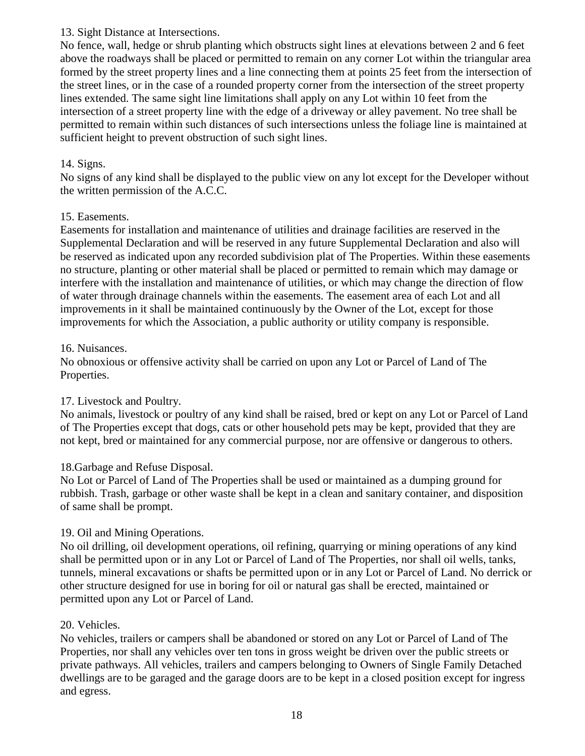13. Sight Distance at Intersections.

No fence, wall, hedge or shrub planting which obstructs sight lines at elevations between 2 and 6 feet above the roadways shall be placed or permitted to remain on any corner Lot within the triangular area formed by the street property lines and a line connecting them at points 25 feet from the intersection of the street lines, or in the case of a rounded property corner from the intersection of the street property lines extended. The same sight line limitations shall apply on any Lot within 10 feet from the intersection of a street property line with the edge of a driveway or alley pavement. No tree shall be permitted to remain within such distances of such intersections unless the foliage line is maintained at sufficient height to prevent obstruction of such sight lines.

14. Signs.

No signs of any kind shall be displayed to the public view on any lot except for the Developer without the written permission of the A.C.C.

15. Easements.

Easements for installation and maintenance of utilities and drainage facilities are reserved in the Supplemental Declaration and will be reserved in any future Supplemental Declaration and also will be reserved as indicated upon any recorded subdivision plat of The Properties. Within these easements no structure, planting or other material shall be placed or permitted to remain which may damage or interfere with the installation and maintenance of utilities, or which may change the direction of flow of water through drainage channels within the easements. The easement area of each Lot and all improvements in it shall be maintained continuously by the Owner of the Lot, except for those improvements for which the Association, a public authority or utility company is responsible.

16. Nuisances.

No obnoxious or offensive activity shall be carried on upon any Lot or Parcel of Land of The Properties.

17. Livestock and Poultry.

No animals, livestock or poultry of any kind shall be raised, bred or kept on any Lot or Parcel of Land of The Properties except that dogs, cats or other household pets may be kept, provided that they are not kept, bred or maintained for any commercial purpose, nor are offensive or dangerous to others.

18.Garbage and Refuse Disposal.

No Lot or Parcel of Land of The Properties shall be used or maintained as a dumping ground for rubbish. Trash, garbage or other waste shall be kept in a clean and sanitary container, and disposition of same shall be prompt.

19. Oil and Mining Operations.

No oil drilling, oil development operations, oil refining, quarrying or mining operations of any kind shall be permitted upon or in any Lot or Parcel of Land of The Properties, nor shall oil wells, tanks, tunnels, mineral excavations or shafts be permitted upon or in any Lot or Parcel of Land. No derrick or other structure designed for use in boring for oil or natural gas shall be erected, maintained or permitted upon any Lot or Parcel of Land.

20. Vehicles.

No vehicles, trailers or campers shall be abandoned or stored on any Lot or Parcel of Land of The Properties, nor shall any vehicles over ten tons in gross weight be driven over the public streets or private pathways. All vehicles, trailers and campers belonging to Owners of Single Family Detached dwellings are to be garaged and the garage doors are to be kept in a closed position except for ingress and egress.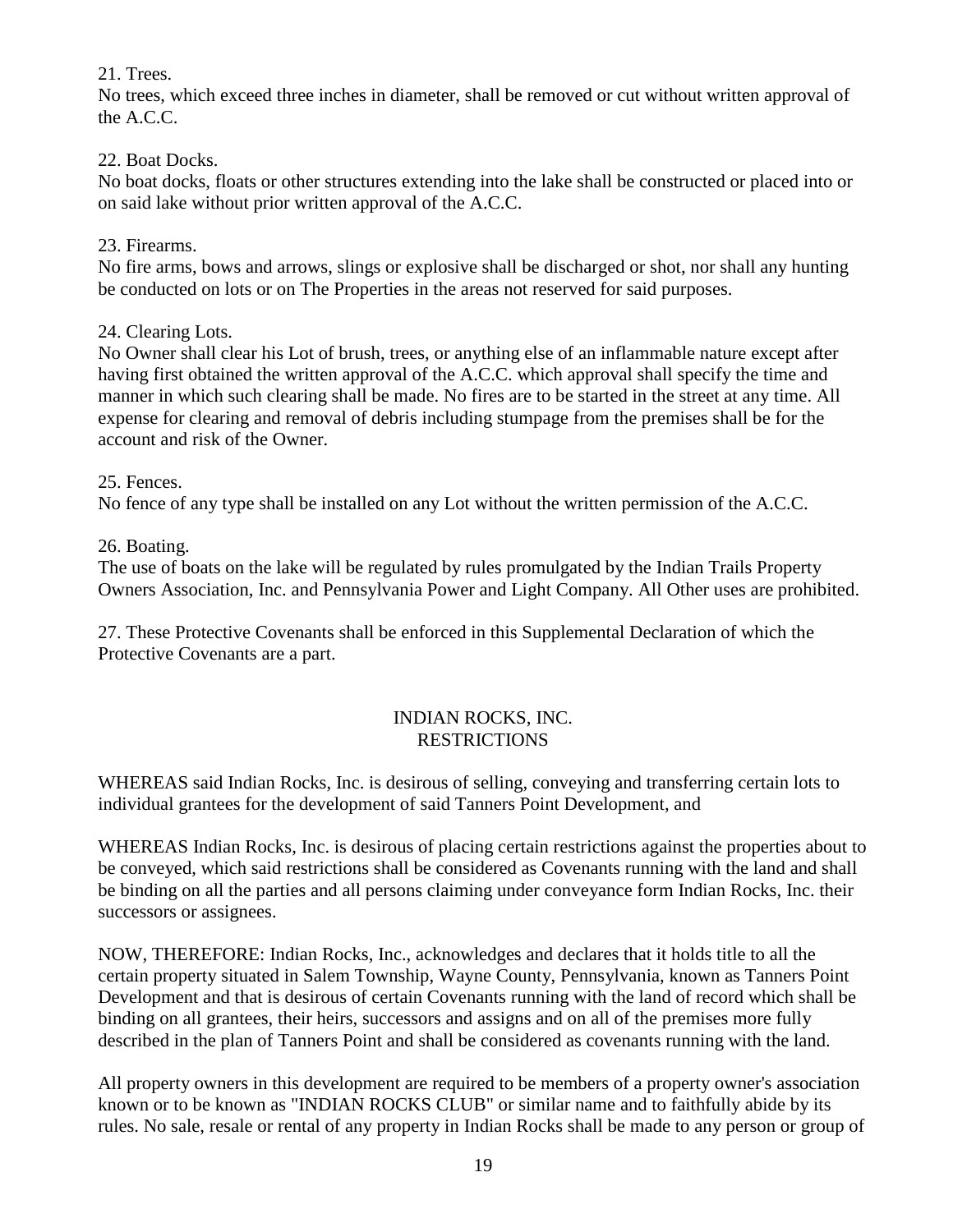21. Trees.
No trees, which exceed three inches in diameter, shall be removed or cut without written approval of the A.C.C.

22. Boat Docks.
No boat docks, floats or other structures extending into the lake shall be constructed or placed into or on said lake without prior written approval of the A.C.C.

23. Firearms.
No fire arms, bows and arrows, slings or explosive shall be discharged or shot, nor shall any hunting be conducted on lots or on The Properties in the areas not reserved for said purposes.

24. Clearing Lots.
No Owner shall clear his Lot of brush, trees, or anything else of an inflammable nature except after having first obtained the written approval of the A.C.C. which approval shall specify the time and manner in which such clearing shall be made. No fires are to be started in the street at any time. All expense for clearing and removal of debris including stumpage from the premises shall be for the account and risk of the Owner.

25. Fences.
No fence of any type shall be installed on any Lot without the written permission of the A.C.C.

26. Boating.
The use of boats on the lake will be regulated by rules promulgated by the Indian Trails Property Owners Association, Inc. and Pennsylvania Power and Light Company. All Other uses are prohibited.

27. These Protective Covenants shall be enforced in this Supplemental Declaration of which the Protective Covenants are a part.

## INDIAN ROCKS, INC.
## RESTRICTIONS

WHEREAS said Indian Rocks, Inc. is desirous of selling, conveying and transferring certain lots to individual grantees for the development of said Tanners Point Development, and

WHEREAS Indian Rocks, Inc. is desirous of placing certain restrictions against the properties about to be conveyed, which said restrictions shall be considered as Covenants running with the land and shall be binding on all the parties and all persons claiming under conveyance form Indian Rocks, Inc. their successors or assignees.

NOW, THEREFORE: Indian Rocks, Inc., acknowledges and declares that it holds title to all the certain property situated in Salem Township, Wayne County, Pennsylvania, known as Tanners Point Development and that is desirous of certain Covenants running with the land of record which shall be binding on all grantees, their heirs, successors and assigns and on all of the premises more fully described in the plan of Tanners Point and shall be considered as covenants running with the land.

All property owners in this development are required to be members of a property owner's association known or to be known as "INDIAN ROCKS CLUB" or similar name and to faithfully abide by its rules. No sale, resale or rental of any property in Indian Rocks shall be made to any person or group of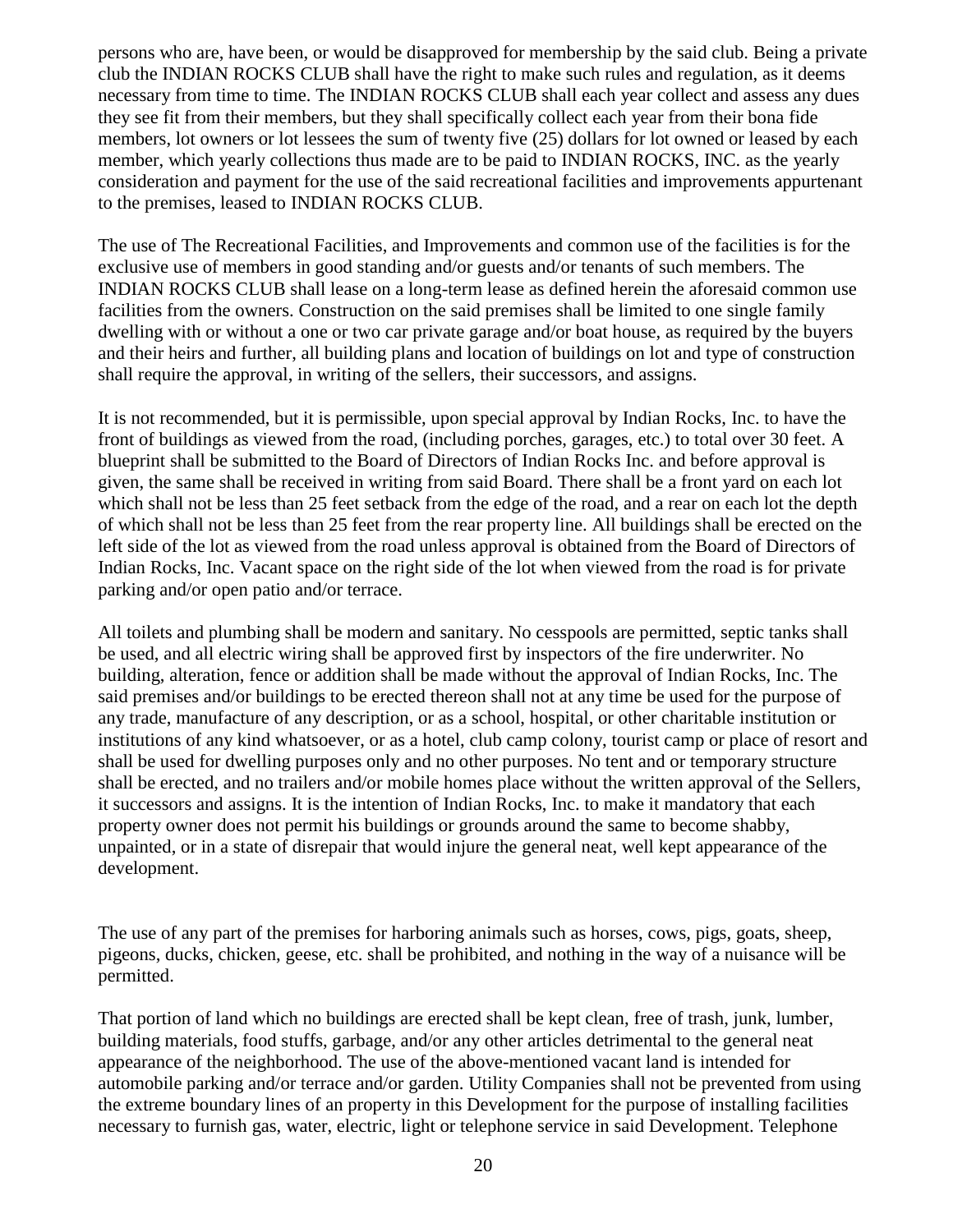persons who are, have been, or would be disapproved for membership by the said club. Being a private club the INDIAN ROCKS CLUB shall have the right to make such rules and regulation, as it deems necessary from time to time. The INDIAN ROCKS CLUB shall each year collect and assess any dues they see fit from their members, but they shall specifically collect each year from their bona fide members, lot owners or lot lessees the sum of twenty five (25) dollars for lot owned or leased by each member, which yearly collections thus made are to be paid to INDIAN ROCKS, INC. as the yearly consideration and payment for the use of the said recreational facilities and improvements appurtenant to the premises, leased to INDIAN ROCKS CLUB.

The use of The Recreational Facilities, and Improvements and common use of the facilities is for the exclusive use of members in good standing and/or guests and/or tenants of such members. The INDIAN ROCKS CLUB shall lease on a long-term lease as defined herein the aforesaid common use facilities from the owners. Construction on the said premises shall be limited to one single family dwelling with or without a one or two car private garage and/or boat house, as required by the buyers and their heirs and further, all building plans and location of buildings on lot and type of construction shall require the approval, in writing of the sellers, their successors, and assigns.

It is not recommended, but it is permissible, upon special approval by Indian Rocks, Inc. to have the front of buildings as viewed from the road, (including porches, garages, etc.) to total over 30 feet. A blueprint shall be submitted to the Board of Directors of Indian Rocks Inc. and before approval is given, the same shall be received in writing from said Board. There shall be a front yard on each lot which shall not be less than 25 feet setback from the edge of the road, and a rear on each lot the depth of which shall not be less than 25 feet from the rear property line. All buildings shall be erected on the left side of the lot as viewed from the road unless approval is obtained from the Board of Directors of Indian Rocks, Inc. Vacant space on the right side of the lot when viewed from the road is for private parking and/or open patio and/or terrace.

All toilets and plumbing shall be modern and sanitary. No cesspools are permitted, septic tanks shall be used, and all electric wiring shall be approved first by inspectors of the fire underwriter. No building, alteration, fence or addition shall be made without the approval of Indian Rocks, Inc. The said premises and/or buildings to be erected thereon shall not at any time be used for the purpose of any trade, manufacture of any description, or as a school, hospital, or other charitable institution or institutions of any kind whatsoever, or as a hotel, club camp colony, tourist camp or place of resort and shall be used for dwelling purposes only and no other purposes. No tent and or temporary structure shall be erected, and no trailers and/or mobile homes place without the written approval of the Sellers, it successors and assigns. It is the intention of Indian Rocks, Inc. to make it mandatory that each property owner does not permit his buildings or grounds around the same to become shabby, unpainted, or in a state of disrepair that would injure the general neat, well kept appearance of the development.

The use of any part of the premises for harboring animals such as horses, cows, pigs, goats, sheep, pigeons, ducks, chicken, geese, etc. shall be prohibited, and nothing in the way of a nuisance will be permitted.

That portion of land which no buildings are erected shall be kept clean, free of trash, junk, lumber, building materials, food stuffs, garbage, and/or any other articles detrimental to the general neat appearance of the neighborhood. The use of the above-mentioned vacant land is intended for automobile parking and/or terrace and/or garden. Utility Companies shall not be prevented from using the extreme boundary lines of an property in this Development for the purpose of installing facilities necessary to furnish gas, water, electric, light or telephone service in said Development. Telephone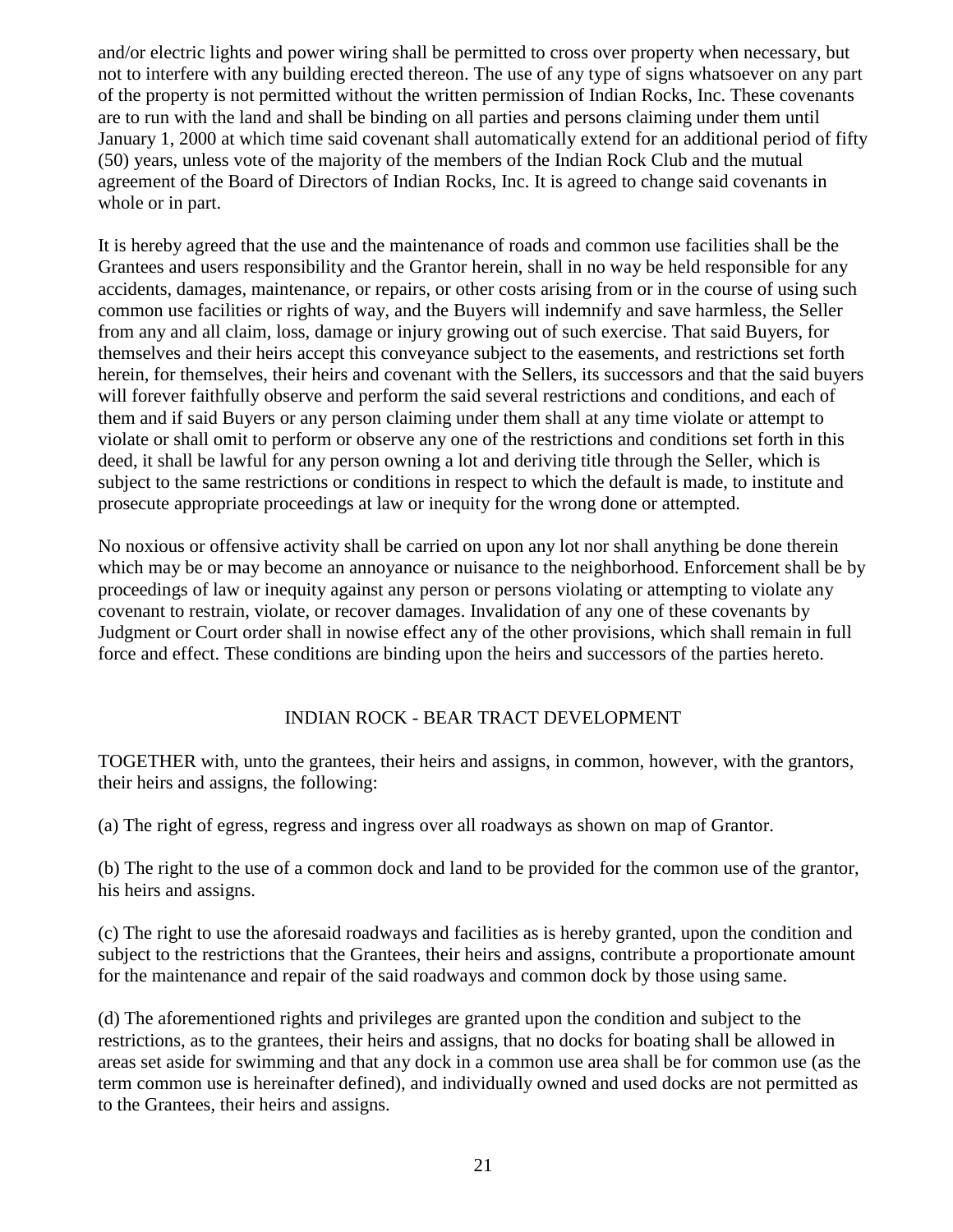and/or electric lights and power wiring shall be permitted to cross over property when necessary, but not to interfere with any building erected thereon. The use of any type of signs whatsoever on any part of the property is not permitted without the written permission of Indian Rocks, Inc. These covenants are to run with the land and shall be binding on all parties and persons claiming under them until January 1, 2000 at which time said covenant shall automatically extend for an additional period of fifty (50) years, unless vote of the majority of the members of the Indian Rock Club and the mutual agreement of the Board of Directors of Indian Rocks, Inc. It is agreed to change said covenants in whole or in part.

It is hereby agreed that the use and the maintenance of roads and common use facilities shall be the Grantees and users responsibility and the Grantor herein, shall in no way be held responsible for any accidents, damages, maintenance, or repairs, or other costs arising from or in the course of using such common use facilities or rights of way, and the Buyers will indemnify and save harmless, the Seller from any and all claim, loss, damage or injury growing out of such exercise. That said Buyers, for themselves and their heirs accept this conveyance subject to the easements, and restrictions set forth herein, for themselves, their heirs and covenant with the Sellers, its successors and that the said buyers will forever faithfully observe and perform the said several restrictions and conditions, and each of them and if said Buyers or any person claiming under them shall at any time violate or attempt to violate or shall omit to perform or observe any one of the restrictions and conditions set forth in this deed, it shall be lawful for any person owning a lot and deriving title through the Seller, which is subject to the same restrictions or conditions in respect to which the default is made, to institute and prosecute appropriate proceedings at law or inequity for the wrong done or attempted.

No noxious or offensive activity shall be carried on upon any lot nor shall anything be done therein which may be or may become an annoyance or nuisance to the neighborhood. Enforcement shall be by proceedings of law or inequity against any person or persons violating or attempting to violate any covenant to restrain, violate, or recover damages. Invalidation of any one of these covenants by Judgment or Court order shall in nowise effect any of the other provisions, which shall remain in full force and effect. These conditions are binding upon the heirs and successors of the parties hereto.

## INDIAN ROCK - BEAR TRACT DEVELOPMENT

TOGETHER with, unto the grantees, their heirs and assigns, in common, however, with the grantors, their heirs and assigns, the following:

(a) The right of egress, regress and ingress over all roadways as shown on map of Grantor.

(b) The right to the use of a common dock and land to be provided for the common use of the grantor, his heirs and assigns.

(c) The right to use the aforesaid roadways and facilities as is hereby granted, upon the condition and subject to the restrictions that the Grantees, their heirs and assigns, contribute a proportionate amount for the maintenance and repair of the said roadways and common dock by those using same.

(d) The aforementioned rights and privileges are granted upon the condition and subject to the restrictions, as to the grantees, their heirs and assigns, that no docks for boating shall be allowed in areas set aside for swimming and that any dock in a common use area shall be for common use (as the term common use is hereinafter defined), and individually owned and used docks are not permitted as to the Grantees, their heirs and assigns.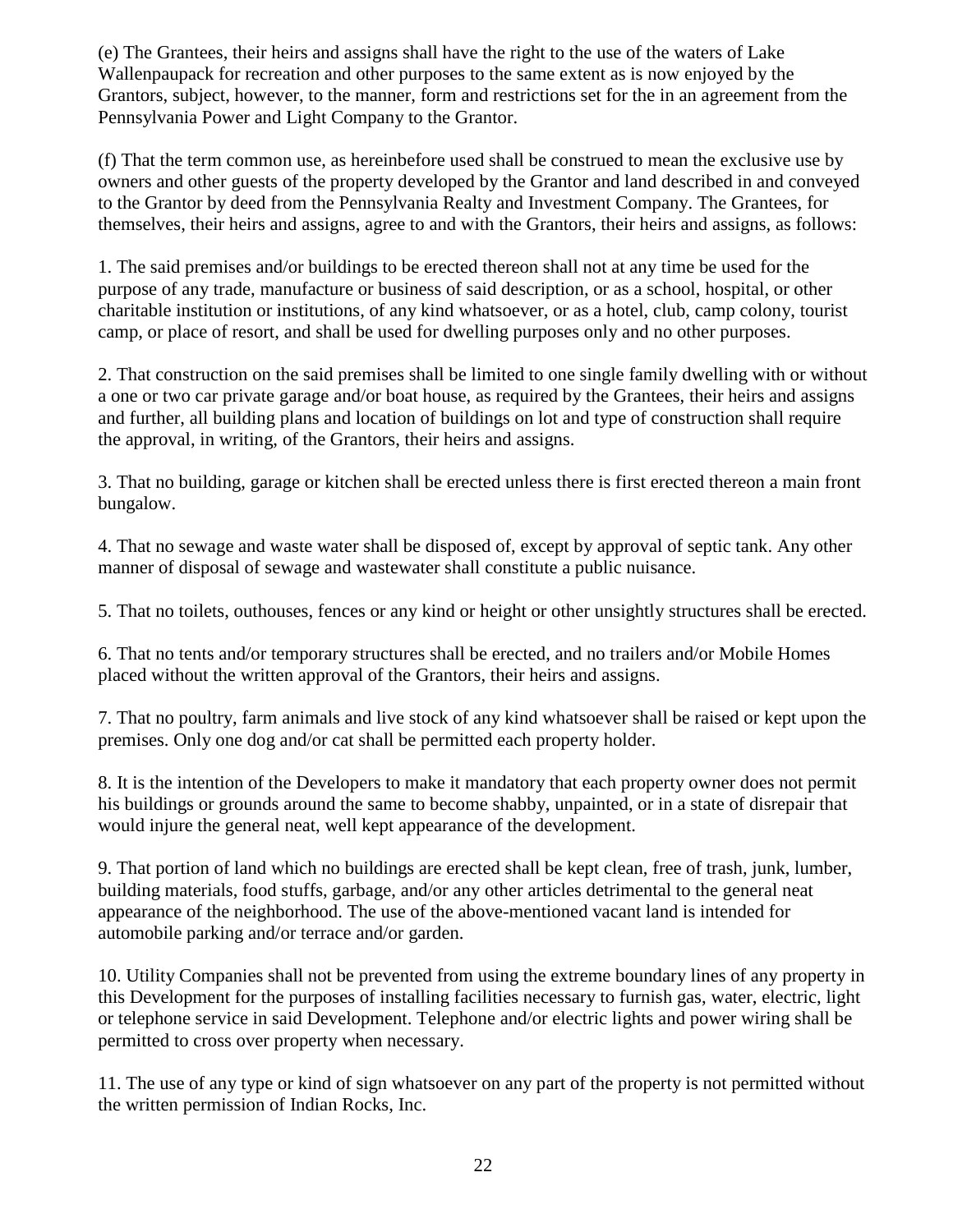(e) The Grantees, their heirs and assigns shall have the right to the use of the waters of Lake Wallenpaupack for recreation and other purposes to the same extent as is now enjoyed by the Grantors, subject, however, to the manner, form and restrictions set for the in an agreement from the Pennsylvania Power and Light Company to the Grantor.

(f) That the term common use, as hereinbefore used shall be construed to mean the exclusive use by owners and other guests of the property developed by the Grantor and land described in and conveyed to the Grantor by deed from the Pennsylvania Realty and Investment Company. The Grantees, for themselves, their heirs and assigns, agree to and with the Grantors, their heirs and assigns, as follows:

1. The said premises and/or buildings to be erected thereon shall not at any time be used for the purpose of any trade, manufacture or business of said description, or as a school, hospital, or other charitable institution or institutions, of any kind whatsoever, or as a hotel, club, camp colony, tourist camp, or place of resort, and shall be used for dwelling purposes only and no other purposes.

2. That construction on the said premises shall be limited to one single family dwelling with or without a one or two car private garage and/or boat house, as required by the Grantees, their heirs and assigns and further, all building plans and location of buildings on lot and type of construction shall require the approval, in writing, of the Grantors, their heirs and assigns.

3. That no building, garage or kitchen shall be erected unless there is first erected thereon a main front bungalow.

4. That no sewage and waste water shall be disposed of, except by approval of septic tank. Any other manner of disposal of sewage and wastewater shall constitute a public nuisance.

5. That no toilets, outhouses, fences or any kind or height or other unsightly structures shall be erected.

6. That no tents and/or temporary structures shall be erected, and no trailers and/or Mobile Homes placed without the written approval of the Grantors, their heirs and assigns.

7. That no poultry, farm animals and live stock of any kind whatsoever shall be raised or kept upon the premises. Only one dog and/or cat shall be permitted each property holder.

8. It is the intention of the Developers to make it mandatory that each property owner does not permit his buildings or grounds around the same to become shabby, unpainted, or in a state of disrepair that would injure the general neat, well kept appearance of the development.

9. That portion of land which no buildings are erected shall be kept clean, free of trash, junk, lumber, building materials, food stuffs, garbage, and/or any other articles detrimental to the general neat appearance of the neighborhood. The use of the above-mentioned vacant land is intended for automobile parking and/or terrace and/or garden.

10. Utility Companies shall not be prevented from using the extreme boundary lines of any property in this Development for the purposes of installing facilities necessary to furnish gas, water, electric, light or telephone service in said Development. Telephone and/or electric lights and power wiring shall be permitted to cross over property when necessary.

11. The use of any type or kind of sign whatsoever on any part of the property is not permitted without the written permission of Indian Rocks, Inc.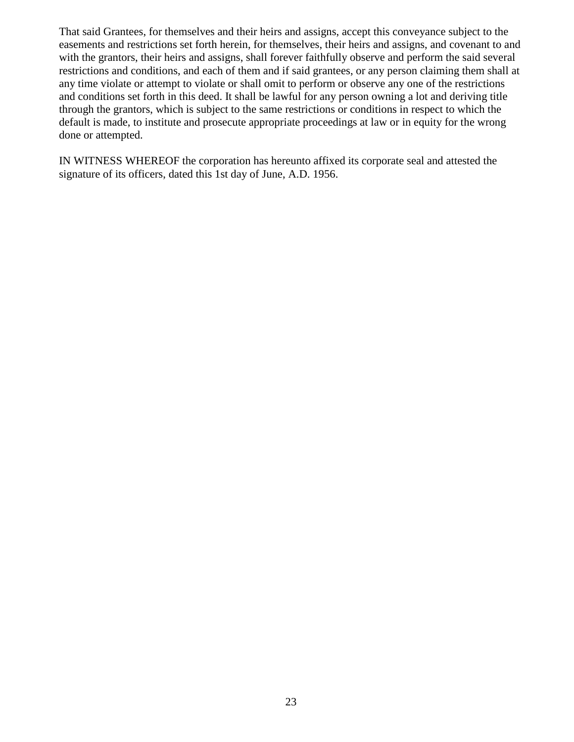That said Grantees, for themselves and their heirs and assigns, accept this conveyance subject to the easements and restrictions set forth herein, for themselves, their heirs and assigns, and covenant to and with the grantors, their heirs and assigns, shall forever faithfully observe and perform the said several restrictions and conditions, and each of them and if said grantees, or any person claiming them shall at any time violate or attempt to violate or shall omit to perform or observe any one of the restrictions and conditions set forth in this deed. It shall be lawful for any person owning a lot and deriving title through the grantors, which is subject to the same restrictions or conditions in respect to which the default is made, to institute and prosecute appropriate proceedings at law or in equity for the wrong done or attempted.

IN WITNESS WHEREOF the corporation has hereunto affixed its corporate seal and attested the signature of its officers, dated this 1st day of June, A.D. 1956.